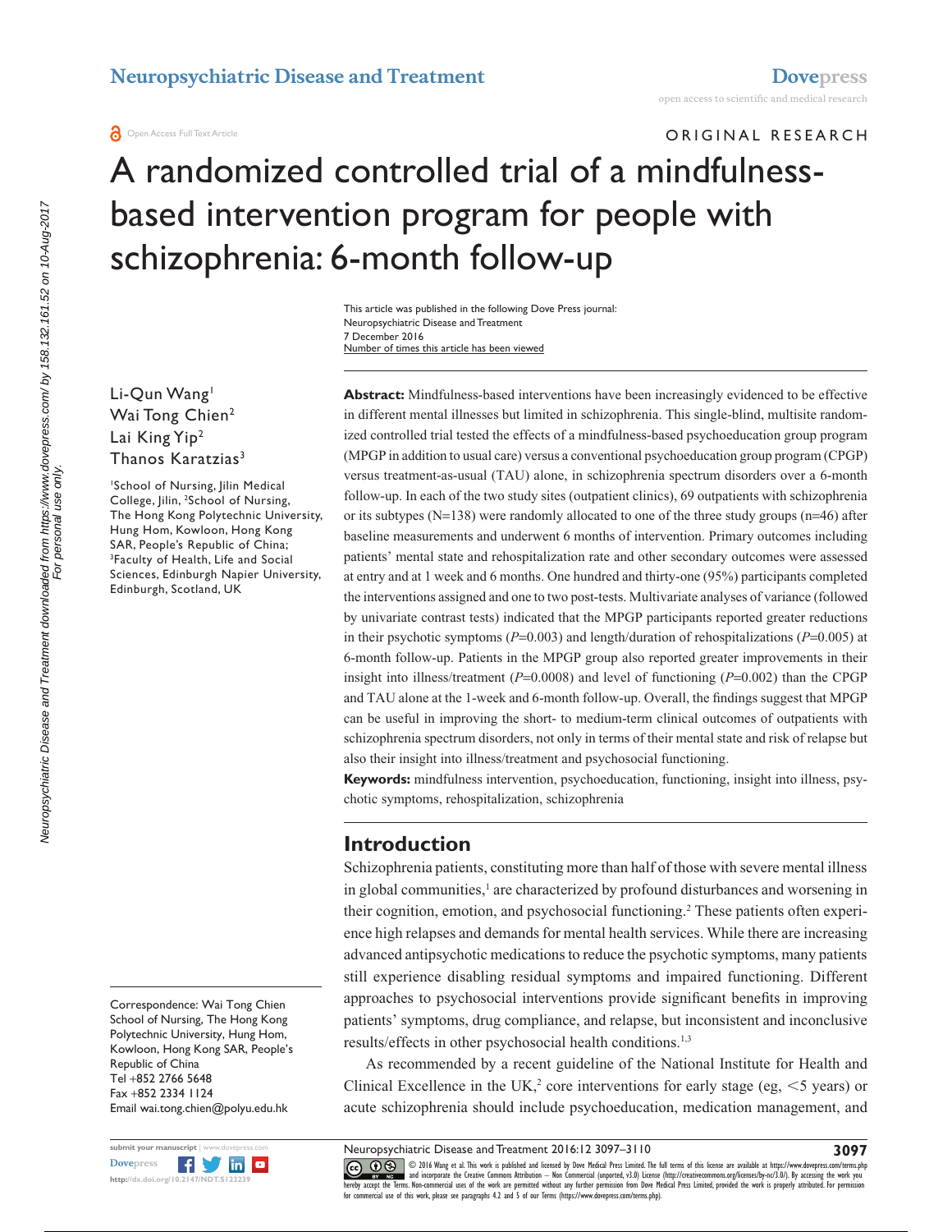ORIGINAL RESEARCH

# A randomized controlled trial of a mindfulness-based intervention program for people with schizophrenia: 6-month follow-up

This article was published in the following Dove Press journal:
Neuropsychiatric Disease and Treatment
7 December 2016
Number of times this article has been viewed

Li-Qun Wang[1]
Wai Tong Chien[2]
Lai King Yip[2]
Thanos Karatzias[3]

[1]School of Nursing, Jilin Medical College, Jilin, [2]School of Nursing, The Hong Kong Polytechnic University, Hung Hom, Kowloon, Hong Kong SAR, People's Republic of China; [3]Faculty of Health, Life and Social Sciences, Edinburgh Napier University, Edinburgh, Scotland, UK

Correspondence: Wai Tong Chien
School of Nursing, The Hong Kong Polytechnic University, Hung Hom, Kowloon, Hong Kong SAR, People's Republic of China
Tel +852 2766 5648
Fax +852 2334 1124
Email wai.tong.chien@polyu.edu.hk

**Abstract:** Mindfulness-based interventions have been increasingly evidenced to be effective in different mental illnesses but limited in schizophrenia. This single-blind, multisite randomized controlled trial tested the effects of a mindfulness-based psychoeducation group program (MPGP in addition to usual care) versus a conventional psychoeducation group program (CPGP) versus treatment-as-usual (TAU) alone, in schizophrenia spectrum disorders over a 6-month follow-up. In each of the two study sites (outpatient clinics), 69 outpatients with schizophrenia or its subtypes (N=138) were randomly allocated to one of the three study groups (n=46) after baseline measurements and underwent 6 months of intervention. Primary outcomes including patients' mental state and rehospitalization rate and other secondary outcomes were assessed at entry and at 1 week and 6 months. One hundred and thirty-one (95%) participants completed the interventions assigned and one to two post-tests. Multivariate analyses of variance (followed by univariate contrast tests) indicated that the MPGP participants reported greater reductions in their psychotic symptoms ($P$=0.003) and length/duration of rehospitalizations ($P$=0.005) at 6-month follow-up. Patients in the MPGP group also reported greater improvements in their insight into illness/treatment ($P$=0.0008) and level of functioning ($P$=0.002) than the CPGP and TAU alone at the 1-week and 6-month follow-up. Overall, the findings suggest that MPGP can be useful in improving the short- to medium-term clinical outcomes of outpatients with schizophrenia spectrum disorders, not only in terms of their mental state and risk of relapse but also their insight into illness/treatment and psychosocial functioning.

**Keywords:** mindfulness intervention, psychoeducation, functioning, insight into illness, psychotic symptoms, rehospitalization, schizophrenia

## Introduction

Schizophrenia patients, constituting more than half of those with severe mental illness in global communities,[1] are characterized by profound disturbances and worsening in their cognition, emotion, and psychosocial functioning.[2] These patients often experience high relapses and demands for mental health services. While there are increasing advanced antipsychotic medications to reduce the psychotic symptoms, many patients still experience disabling residual symptoms and impaired functioning. Different approaches to psychosocial interventions provide significant benefits in improving patients' symptoms, drug compliance, and relapse, but inconsistent and inconclusive results/effects in other psychosocial health conditions.[1,3]

As recommended by a recent guideline of the National Institute for Health and Clinical Excellence in the UK,[2] core interventions for early stage (eg, <5 years) or acute schizophrenia should include psychoeducation, medication management, and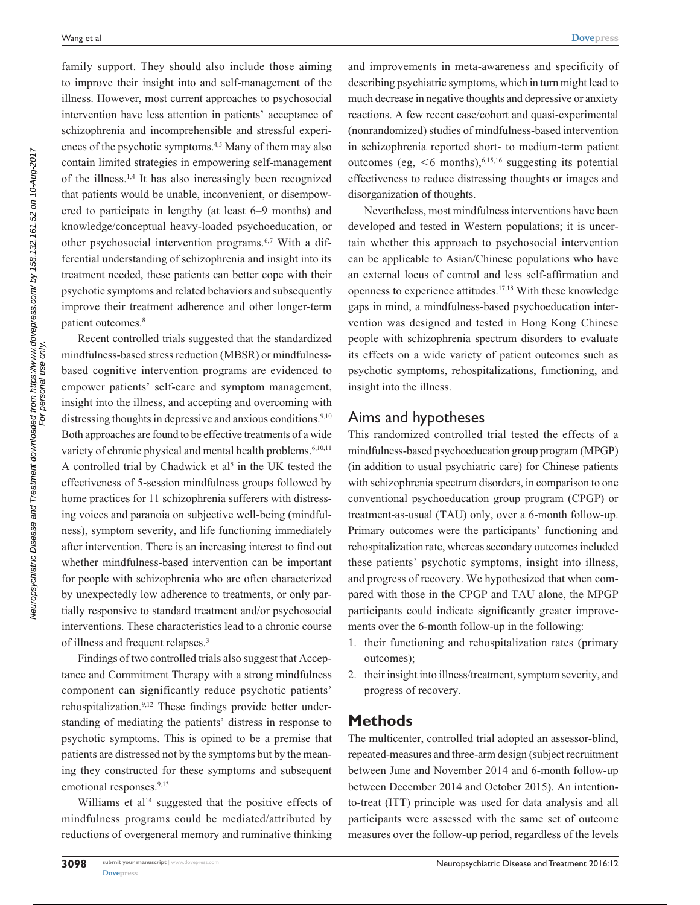family support. They should also include those aiming to improve their insight into and self-management of the illness. However, most current approaches to psychosocial intervention have less attention in patients' acceptance of schizophrenia and incomprehensible and stressful experiences of the psychotic symptoms.[4,5] Many of them may also contain limited strategies in empowering self-management of the illness.[1,4] It has also increasingly been recognized that patients would be unable, inconvenient, or disempowered to participate in lengthy (at least 6–9 months) and knowledge/conceptual heavy-loaded psychoeducation, or other psychosocial intervention programs.[6,7] With a differential understanding of schizophrenia and insight into its treatment needed, these patients can better cope with their psychotic symptoms and related behaviors and subsequently improve their treatment adherence and other longer-term patient outcomes.[8]

Recent controlled trials suggested that the standardized mindfulness-based stress reduction (MBSR) or mindfulness-based cognitive intervention programs are evidenced to empower patients' self-care and symptom management, insight into the illness, and accepting and overcoming with distressing thoughts in depressive and anxious conditions.[9,10] Both approaches are found to be effective treatments of a wide variety of chronic physical and mental health problems.[6,10,11] A controlled trial by Chadwick et al[5] in the UK tested the effectiveness of 5-session mindfulness groups followed by home practices for 11 schizophrenia sufferers with distressing voices and paranoia on subjective well-being (mindfulness), symptom severity, and life functioning immediately after intervention. There is an increasing interest to find out whether mindfulness-based intervention can be important for people with schizophrenia who are often characterized by unexpectedly low adherence to treatments, or only partially responsive to standard treatment and/or psychosocial interventions. These characteristics lead to a chronic course of illness and frequent relapses.[3]

Findings of two controlled trials also suggest that Acceptance and Commitment Therapy with a strong mindfulness component can significantly reduce psychotic patients' rehospitalization.[9,12] These findings provide better understanding of mediating the patients' distress in response to psychotic symptoms. This is opined to be a premise that patients are distressed not by the symptoms but by the meaning they constructed for these symptoms and subsequent emotional responses.[9,13]

Williams et al[14] suggested that the positive effects of mindfulness programs could be mediated/attributed by reductions of overgeneral memory and ruminative thinking and improvements in meta-awareness and specificity of describing psychiatric symptoms, which in turn might lead to much decrease in negative thoughts and depressive or anxiety reactions. A few recent case/cohort and quasi-experimental (nonrandomized) studies of mindfulness-based intervention in schizophrenia reported short- to medium-term patient outcomes (eg, <6 months),[6,15,16] suggesting its potential effectiveness to reduce distressing thoughts or images and disorganization of thoughts.

Nevertheless, most mindfulness interventions have been developed and tested in Western populations; it is uncertain whether this approach to psychosocial intervention can be applicable to Asian/Chinese populations who have an external locus of control and less self-affirmation and openness to experience attitudes.[17,18] With these knowledge gaps in mind, a mindfulness-based psychoeducation intervention was designed and tested in Hong Kong Chinese people with schizophrenia spectrum disorders to evaluate its effects on a wide variety of patient outcomes such as psychotic symptoms, rehospitalizations, functioning, and insight into the illness.

## Aims and hypotheses

This randomized controlled trial tested the effects of a mindfulness-based psychoeducation group program (MPGP) (in addition to usual psychiatric care) for Chinese patients with schizophrenia spectrum disorders, in comparison to one conventional psychoeducation group program (CPGP) or treatment-as-usual (TAU) only, over a 6-month follow-up. Primary outcomes were the participants' functioning and rehospitalization rate, whereas secondary outcomes included these patients' psychotic symptoms, insight into illness, and progress of recovery. We hypothesized that when compared with those in the CPGP and TAU alone, the MPGP participants could indicate significantly greater improvements over the 6-month follow-up in the following:

1. their functioning and rehospitalization rates (primary outcomes);
2. their insight into illness/treatment, symptom severity, and progress of recovery.

# Methods

The multicenter, controlled trial adopted an assessor-blind, repeated-measures and three-arm design (subject recruitment between June and November 2014 and 6-month follow-up between December 2014 and October 2015). An intention-to-treat (ITT) principle was used for data analysis and all participants were assessed with the same set of outcome measures over the follow-up period, regardless of the levels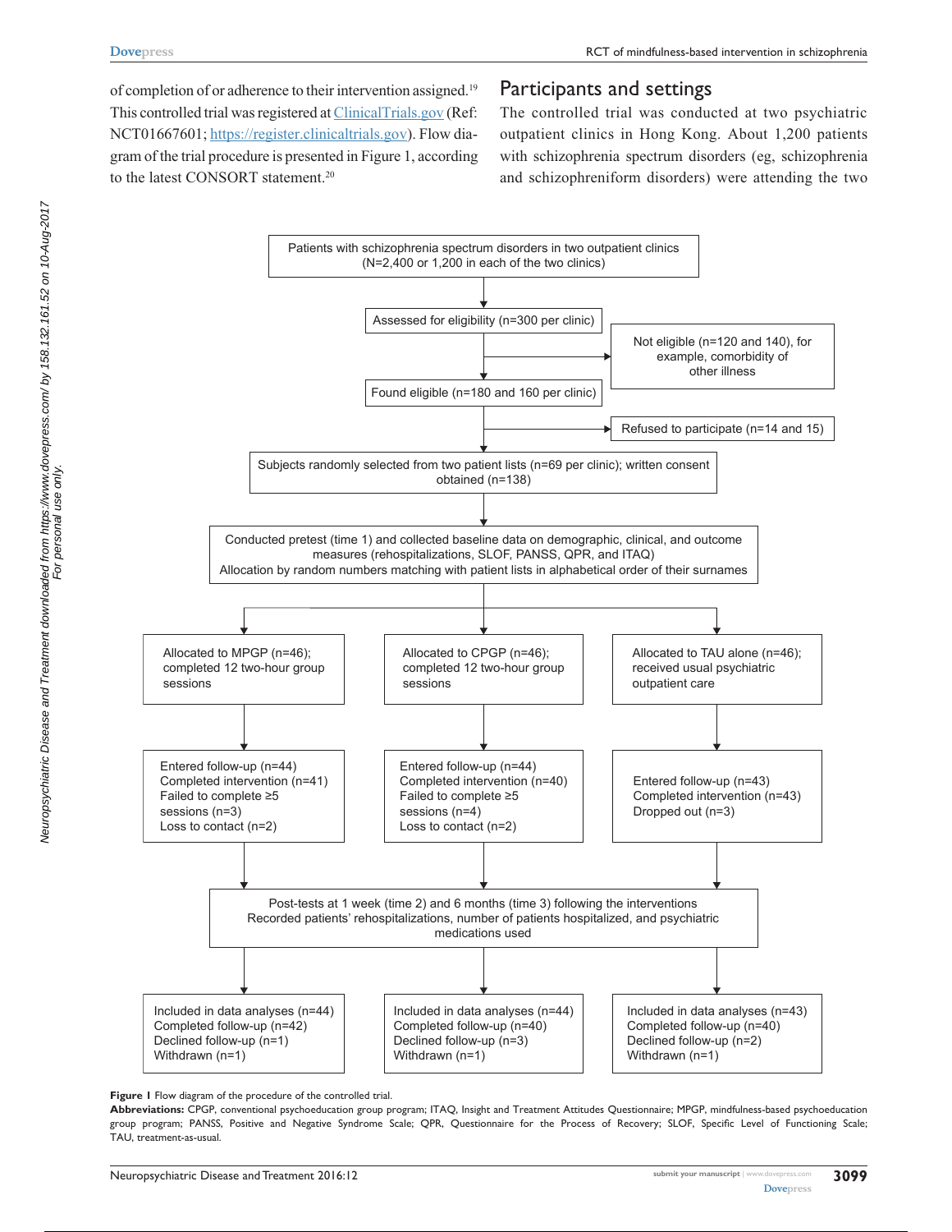of completion of or adherence to their intervention assigned.[19] This controlled trial was registered at ClinicalTrials.gov (Ref: NCT01667601; https://register.clinicaltrials.gov). Flow diagram of the trial procedure is presented in Figure 1, according to the latest CONSORT statement.[20]

## Participants and settings

The controlled trial was conducted at two psychiatric outpatient clinics in Hong Kong. About 1,200 patients with schizophrenia spectrum disorders (eg, schizophrenia and schizophreniform disorders) were attending the two

Patients with schizophrenia spectrum disorders in two outpatient clinics (N=2,400 or 1,200 in each of the two clinics)

↓

Assessed for eligibility (n=300 per clinic) → Not eligible (n=120 and 140), for example, comorbidity of other illness

↓

Found eligible (n=180 and 160 per clinic) → Refused to participate (n=14 and 15)

↓

Subjects randomly selected from two patient lists (n=69 per clinic); written consent obtained (n=138)

↓

Conducted pretest (time 1) and collected baseline data on demographic, clinical, and outcome measures (rehospitalizations, SLOF, PANSS, QPR, and ITAQ)
Allocation by random numbers matching with patient lists in alphabetical order of their surnames

| MPGP | CPGP | TAU |
|---|---|---|
| Allocated to MPGP (n=46); completed 12 two-hour group sessions | Allocated to CPGP (n=46); completed 12 two-hour group sessions | Allocated to TAU alone (n=46); received usual psychiatric outpatient care |
| Entered follow-up (n=44)<br>Completed intervention (n=41)<br>Failed to complete ≥5 sessions (n=3)<br>Loss to contact (n=2) | Entered follow-up (n=44)<br>Completed intervention (n=40)<br>Failed to complete ≥5 sessions (n=4)<br>Loss to contact (n=2) | Entered follow-up (n=43)<br>Completed intervention (n=43)<br>Dropped out (n=3) |

↓

Post-tests at 1 week (time 2) and 6 months (time 3) following the interventions
Recorded patients' rehospitalizations, number of patients hospitalized, and psychiatric medications used

| MPGP | CPGP | TAU |
|---|---|---|
| Included in data analyses (n=44)<br>Completed follow-up (n=42)<br>Declined follow-up (n=1)<br>Withdrawn (n=1) | Included in data analyses (n=44)<br>Completed follow-up (n=40)<br>Declined follow-up (n=3)<br>Withdrawn (n=1) | Included in data analyses (n=43)<br>Completed follow-up (n=40)<br>Declined follow-up (n=2)<br>Withdrawn (n=1) |

**Figure 1** Flow diagram of the procedure of the controlled trial.

**Abbreviations:** CPGP, conventional psychoeducation group program; ITAQ, Insight and Treatment Attitudes Questionnaire; MPGP, mindfulness-based psychoeducation group program; PANSS, Positive and Negative Syndrome Scale; QPR, Questionnaire for the Process of Recovery; SLOF, Specific Level of Functioning Scale; TAU, treatment-as-usual.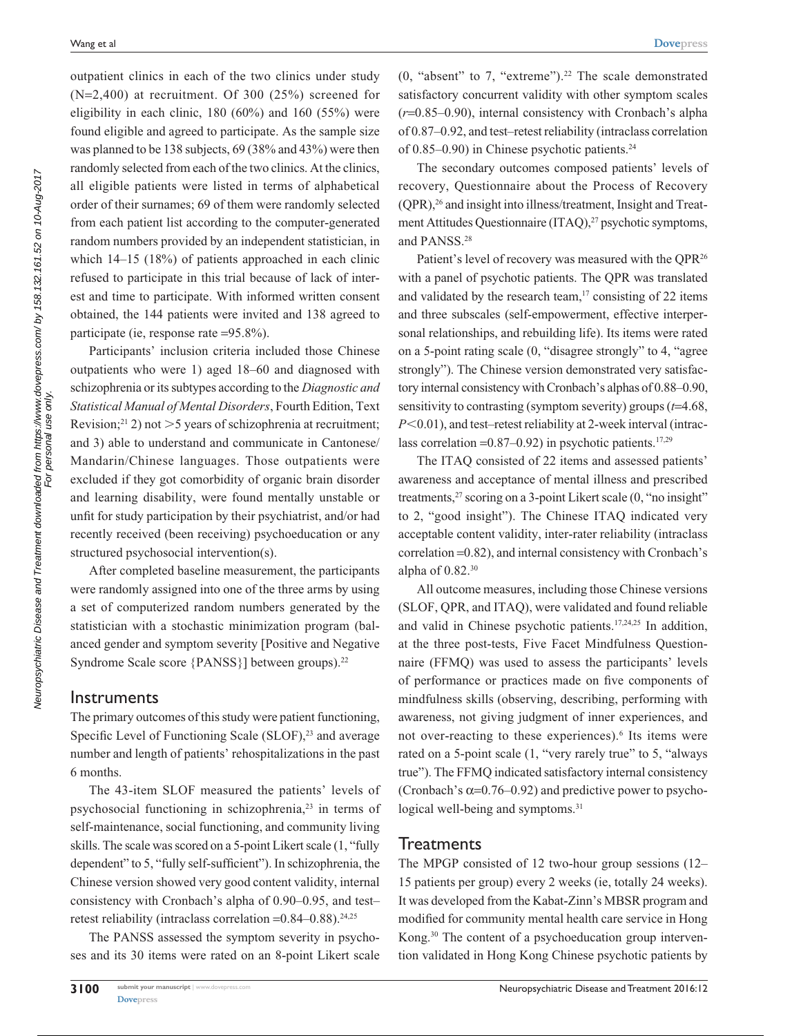outpatient clinics in each of the two clinics under study (N=2,400) at recruitment. Of 300 (25%) screened for eligibility in each clinic, 180 (60%) and 160 (55%) were found eligible and agreed to participate. As the sample size was planned to be 138 subjects, 69 (38% and 43%) were then randomly selected from each of the two clinics. At the clinics, all eligible patients were listed in terms of alphabetical order of their surnames; 69 of them were randomly selected from each patient list according to the computer-generated random numbers provided by an independent statistician, in which 14–15 (18%) of patients approached in each clinic refused to participate in this trial because of lack of interest and time to participate. With informed written consent obtained, the 144 patients were invited and 138 agreed to participate (ie, response rate =95.8%).

Participants' inclusion criteria included those Chinese outpatients who were 1) aged 18–60 and diagnosed with schizophrenia or its subtypes according to the *Diagnostic and Statistical Manual of Mental Disorders*, Fourth Edition, Text Revision;[21] 2) not >5 years of schizophrenia at recruitment; and 3) able to understand and communicate in Cantonese/Mandarin/Chinese languages. Those outpatients were excluded if they got comorbidity of organic brain disorder and learning disability, were found mentally unstable or unfit for study participation by their psychiatrist, and/or had recently received (been receiving) psychoeducation or any structured psychosocial intervention(s).

After completed baseline measurement, the participants were randomly assigned into one of the three arms by using a set of computerized random numbers generated by the statistician with a stochastic minimization program (balanced gender and symptom severity [Positive and Negative Syndrome Scale score {PANSS}] between groups).[22]

## Instruments

The primary outcomes of this study were patient functioning, Specific Level of Functioning Scale (SLOF),[23] and average number and length of patients' rehospitalizations in the past 6 months.

The 43-item SLOF measured the patients' levels of psychosocial functioning in schizophrenia,[23] in terms of self-maintenance, social functioning, and community living skills. The scale was scored on a 5-point Likert scale (1, "fully dependent" to 5, "fully self-sufficient"). In schizophrenia, the Chinese version showed very good content validity, internal consistency with Cronbach's alpha of 0.90–0.95, and test–retest reliability (intraclass correlation =0.84–0.88).[24,25]

The PANSS assessed the symptom severity in psychoses and its 30 items were rated on an 8-point Likert scale (0, "absent" to 7, "extreme").[22] The scale demonstrated satisfactory concurrent validity with other symptom scales ($r$=0.85–0.90), internal consistency with Cronbach's alpha of 0.87–0.92, and test–retest reliability (intraclass correlation of 0.85–0.90) in Chinese psychotic patients.[24]

The secondary outcomes composed patients' levels of recovery, Questionnaire about the Process of Recovery (QPR),[26] and insight into illness/treatment, Insight and Treatment Attitudes Questionnaire (ITAQ),[27] psychotic symptoms, and PANSS.[28]

Patient's level of recovery was measured with the QPR[26] with a panel of psychotic patients. The QPR was translated and validated by the research team,[17] consisting of 22 items and three subscales (self-empowerment, effective interpersonal relationships, and rebuilding life). Its items were rated on a 5-point rating scale (0, "disagree strongly" to 4, "agree strongly"). The Chinese version demonstrated very satisfactory internal consistency with Cronbach's alphas of 0.88–0.90, sensitivity to contrasting (symptom severity) groups ($t$=4.68, $P$<0.01), and test–retest reliability at 2-week interval (intraclass correlation =0.87–0.92) in psychotic patients.[17,29]

The ITAQ consisted of 22 items and assessed patients' awareness and acceptance of mental illness and prescribed treatments,[27] scoring on a 3-point Likert scale (0, "no insight" to 2, "good insight"). The Chinese ITAQ indicated very acceptable content validity, inter-rater reliability (intraclass correlation =0.82), and internal consistency with Cronbach's alpha of 0.82.[30]

All outcome measures, including those Chinese versions (SLOF, QPR, and ITAQ), were validated and found reliable and valid in Chinese psychotic patients.[17,24,25] In addition, at the three post-tests, Five Facet Mindfulness Questionnaire (FFMQ) was used to assess the participants' levels of performance or practices made on five components of mindfulness skills (observing, describing, performing with awareness, not giving judgment of inner experiences, and not over-reacting to these experiences).[6] Its items were rated on a 5-point scale (1, "very rarely true" to 5, "always true"). The FFMQ indicated satisfactory internal consistency (Cronbach's $\alpha$=0.76–0.92) and predictive power to psychological well-being and symptoms.[31]

## Treatments

The MPGP consisted of 12 two-hour group sessions (12–15 patients per group) every 2 weeks (ie, totally 24 weeks). It was developed from the Kabat-Zinn's MBSR program and modified for community mental health care service in Hong Kong.[30] The content of a psychoeducation group intervention validated in Hong Kong Chinese psychotic patients by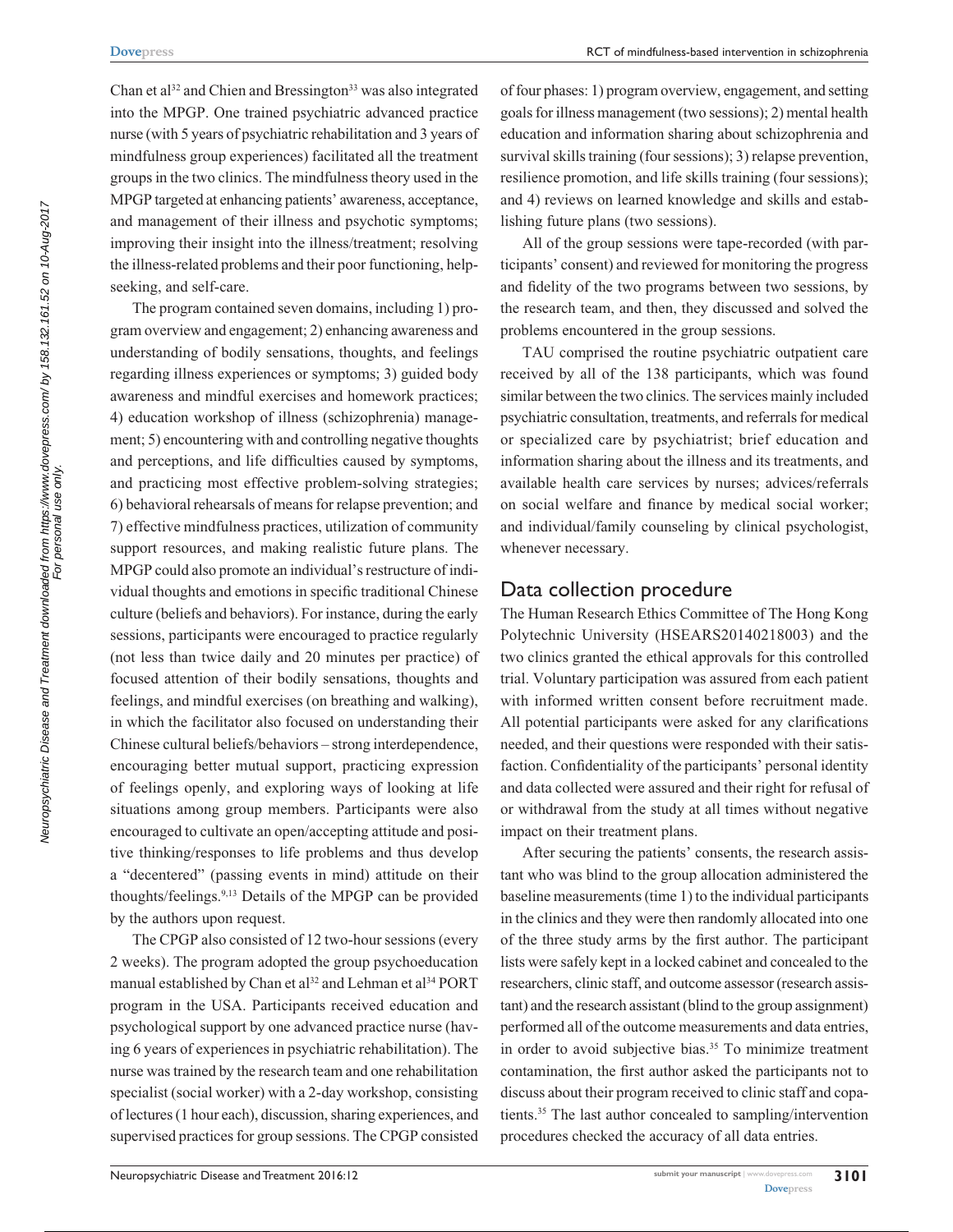Chan et al[32] and Chien and Bressington[33] was also integrated into the MPGP. One trained psychiatric advanced practice nurse (with 5 years of psychiatric rehabilitation and 3 years of mindfulness group experiences) facilitated all the treatment groups in the two clinics. The mindfulness theory used in the MPGP targeted at enhancing patients' awareness, acceptance, and management of their illness and psychotic symptoms; improving their insight into the illness/treatment; resolving the illness-related problems and their poor functioning, help-seeking, and self-care.

The program contained seven domains, including 1) program overview and engagement; 2) enhancing awareness and understanding of bodily sensations, thoughts, and feelings regarding illness experiences or symptoms; 3) guided body awareness and mindful exercises and homework practices; 4) education workshop of illness (schizophrenia) management; 5) encountering with and controlling negative thoughts and perceptions, and life difficulties caused by symptoms, and practicing most effective problem-solving strategies; 6) behavioral rehearsals of means for relapse prevention; and 7) effective mindfulness practices, utilization of community support resources, and making realistic future plans. The MPGP could also promote an individual's restructure of individual thoughts and emotions in specific traditional Chinese culture (beliefs and behaviors). For instance, during the early sessions, participants were encouraged to practice regularly (not less than twice daily and 20 minutes per practice) of focused attention of their bodily sensations, thoughts and feelings, and mindful exercises (on breathing and walking), in which the facilitator also focused on understanding their Chinese cultural beliefs/behaviors – strong interdependence, encouraging better mutual support, practicing expression of feelings openly, and exploring ways of looking at life situations among group members. Participants were also encouraged to cultivate an open/accepting attitude and positive thinking/responses to life problems and thus develop a "decentered" (passing events in mind) attitude on their thoughts/feelings.[9,13] Details of the MPGP can be provided by the authors upon request.

The CPGP also consisted of 12 two-hour sessions (every 2 weeks). The program adopted the group psychoeducation manual established by Chan et al[32] and Lehman et al[34] PORT program in the USA. Participants received education and psychological support by one advanced practice nurse (having 6 years of experiences in psychiatric rehabilitation). The nurse was trained by the research team and one rehabilitation specialist (social worker) with a 2-day workshop, consisting of lectures (1 hour each), discussion, sharing experiences, and supervised practices for group sessions. The CPGP consisted of four phases: 1) program overview, engagement, and setting goals for illness management (two sessions); 2) mental health education and information sharing about schizophrenia and survival skills training (four sessions); 3) relapse prevention, resilience promotion, and life skills training (four sessions); and 4) reviews on learned knowledge and skills and establishing future plans (two sessions).

All of the group sessions were tape-recorded (with participants' consent) and reviewed for monitoring the progress and fidelity of the two programs between two sessions, by the research team, and then, they discussed and solved the problems encountered in the group sessions.

TAU comprised the routine psychiatric outpatient care received by all of the 138 participants, which was found similar between the two clinics. The services mainly included psychiatric consultation, treatments, and referrals for medical or specialized care by psychiatrist; brief education and information sharing about the illness and its treatments, and available health care services by nurses; advices/referrals on social welfare and finance by medical social worker; and individual/family counseling by clinical psychologist, whenever necessary.

## Data collection procedure

The Human Research Ethics Committee of The Hong Kong Polytechnic University (HSEARS20140218003) and the two clinics granted the ethical approvals for this controlled trial. Voluntary participation was assured from each patient with informed written consent before recruitment made. All potential participants were asked for any clarifications needed, and their questions were responded with their satisfaction. Confidentiality of the participants' personal identity and data collected were assured and their right for refusal of or withdrawal from the study at all times without negative impact on their treatment plans.

After securing the patients' consents, the research assistant who was blind to the group allocation administered the baseline measurements (time 1) to the individual participants in the clinics and they were then randomly allocated into one of the three study arms by the first author. The participant lists were safely kept in a locked cabinet and concealed to the researchers, clinic staff, and outcome assessor (research assistant) and the research assistant (blind to the group assignment) performed all of the outcome measurements and data entries, in order to avoid subjective bias.[35] To minimize treatment contamination, the first author asked the participants not to discuss about their program received to clinic staff and copatients.[35] The last author concealed to sampling/intervention procedures checked the accuracy of all data entries.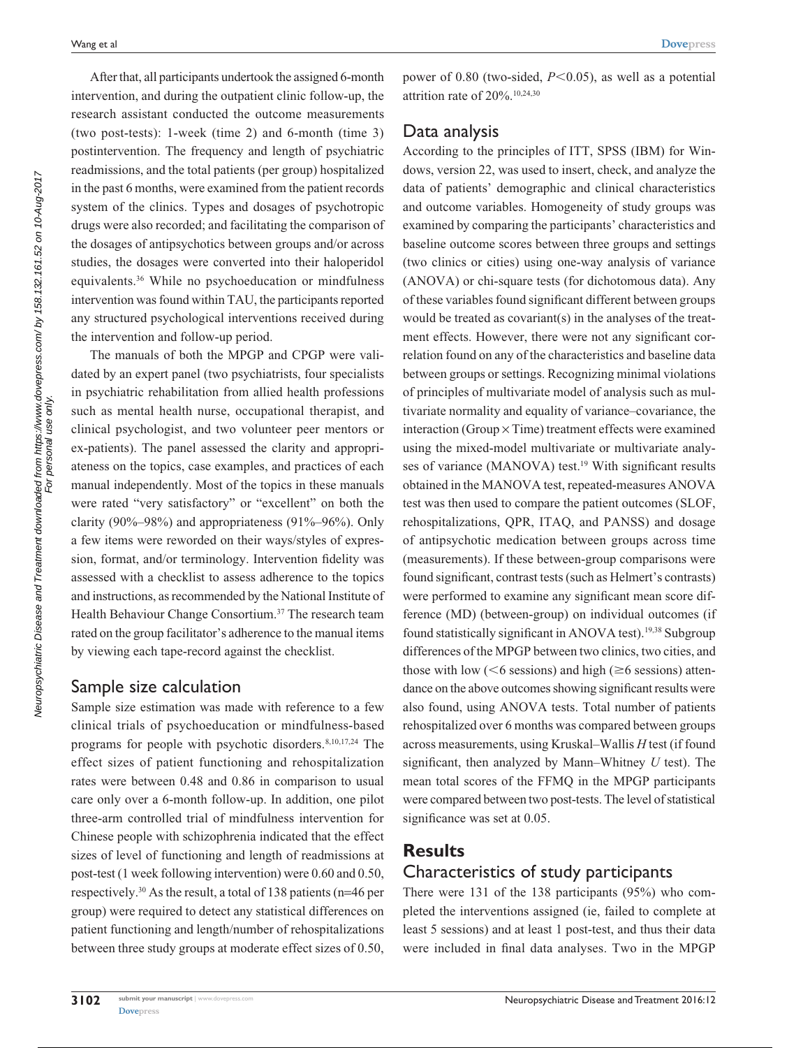After that, all participants undertook the assigned 6-month intervention, and during the outpatient clinic follow-up, the research assistant conducted the outcome measurements (two post-tests): 1-week (time 2) and 6-month (time 3) postintervention. The frequency and length of psychiatric readmissions, and the total patients (per group) hospitalized in the past 6 months, were examined from the patient records system of the clinics. Types and dosages of psychotropic drugs were also recorded; and facilitating the comparison of the dosages of antipsychotics between groups and/or across studies, the dosages were converted into their haloperidol equivalents.[36] While no psychoeducation or mindfulness intervention was found within TAU, the participants reported any structured psychological interventions received during the intervention and follow-up period.

The manuals of both the MPGP and CPGP were validated by an expert panel (two psychiatrists, four specialists in psychiatric rehabilitation from allied health professions such as mental health nurse, occupational therapist, and clinical psychologist, and two volunteer peer mentors or ex-patients). The panel assessed the clarity and appropriateness on the topics, case examples, and practices of each manual independently. Most of the topics in these manuals were rated "very satisfactory" or "excellent" on both the clarity (90%–98%) and appropriateness (91%–96%). Only a few items were reworded on their ways/styles of expression, format, and/or terminology. Intervention fidelity was assessed with a checklist to assess adherence to the topics and instructions, as recommended by the National Institute of Health Behaviour Change Consortium.[37] The research team rated on the group facilitator's adherence to the manual items by viewing each tape-record against the checklist.

## Sample size calculation

Sample size estimation was made with reference to a few clinical trials of psychoeducation or mindfulness-based programs for people with psychotic disorders.[8,10,17,24] The effect sizes of patient functioning and rehospitalization rates were between 0.48 and 0.86 in comparison to usual care only over a 6-month follow-up. In addition, one pilot three-arm controlled trial of mindfulness intervention for Chinese people with schizophrenia indicated that the effect sizes of level of functioning and length of readmissions at post-test (1 week following intervention) were 0.60 and 0.50, respectively.[30] As the result, a total of 138 patients (n=46 per group) were required to detect any statistical differences on patient functioning and length/number of rehospitalizations between three study groups at moderate effect sizes of 0.50, power of 0.80 (two-sided, $P<0.05$), as well as a potential attrition rate of 20%.[10,24,30]

## Data analysis

According to the principles of ITT, SPSS (IBM) for Windows, version 22, was used to insert, check, and analyze the data of patients' demographic and clinical characteristics and outcome variables. Homogeneity of study groups was examined by comparing the participants' characteristics and baseline outcome scores between three groups and settings (two clinics or cities) using one-way analysis of variance (ANOVA) or chi-square tests (for dichotomous data). Any of these variables found significant different between groups would be treated as covariate(s) in the analyses of the treatment effects. However, there were not any significant correlation found on any of the characteristics and baseline data between groups or settings. Recognizing minimal violations of principles of multivariate model of analysis such as multivariate normality and equality of variance–covariance, the interaction (Group × Time) treatment effects were examined using the mixed-model multivariate or multivariate analyses of variance (MANOVA) test.[19] With significant results obtained in the MANOVA test, repeated-measures ANOVA test was then used to compare the patient outcomes (SLOF, rehospitalizations, QPR, ITAQ, and PANSS) and dosage of antipsychotic medication between groups across time (measurements). If these between-group comparisons were found significant, contrast tests (such as Helmert's contrasts) were performed to examine any significant mean score difference (MD) (between-group) on individual outcomes (if found statistically significant in ANOVA test).[19,38] Subgroup differences of the MPGP between two clinics, two cities, and those with low (<6 sessions) and high (≥6 sessions) attendance on the above outcomes showing significant results were also found, using ANOVA tests. Total number of patients rehospitalized over 6 months was compared between groups across measurements, using Kruskal–Wallis *H* test (if found significant, then analyzed by Mann–Whitney *U* test). The mean total scores of the FFMQ in the MPGP participants were compared between two post-tests. The level of statistical significance was set at 0.05.

# Results

## Characteristics of study participants

There were 131 of the 138 participants (95%) who completed the interventions assigned (ie, failed to complete at least 5 sessions) and at least 1 post-test, and thus their data were included in final data analyses. Two in the MPGP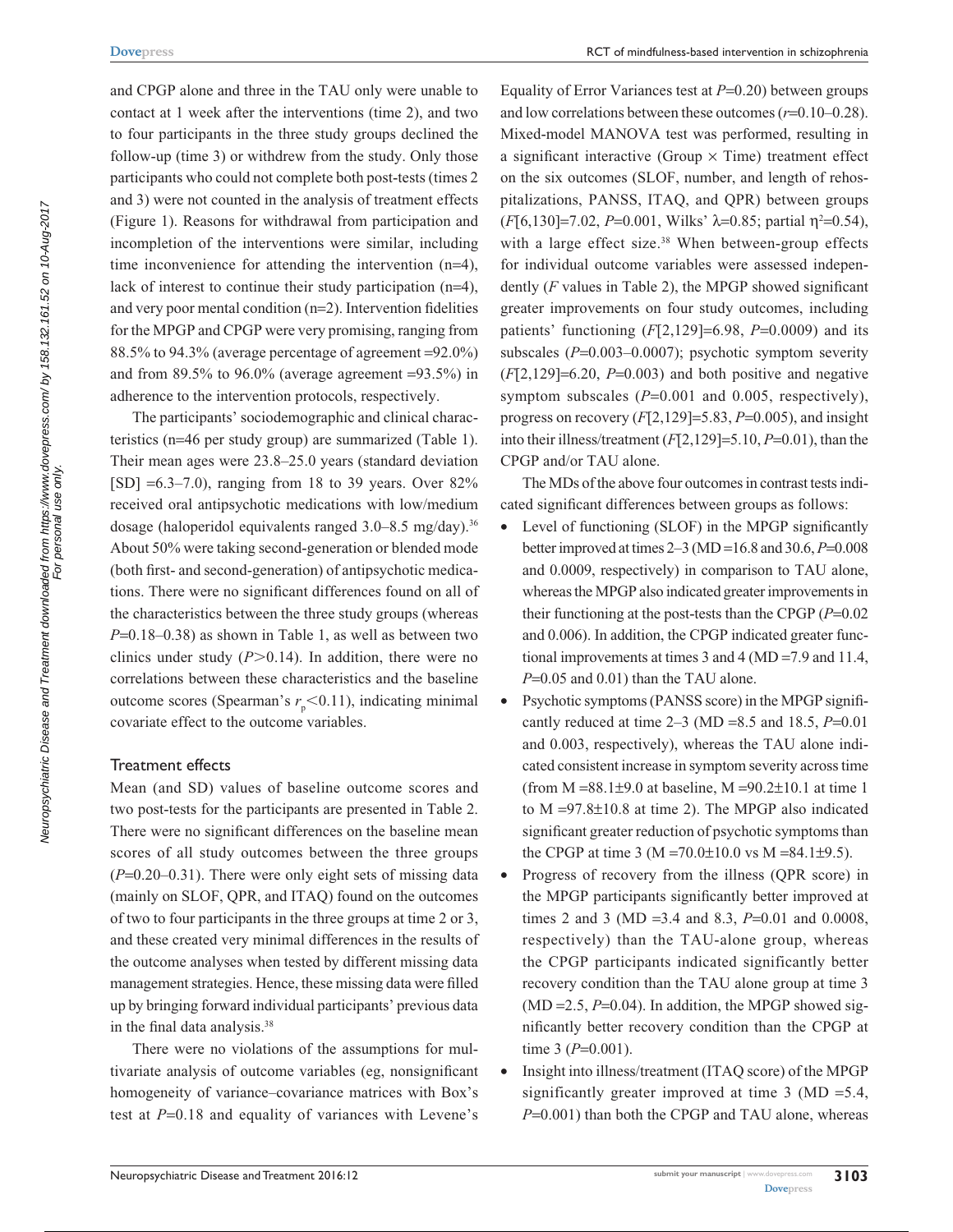and CPGP alone and three in the TAU only were unable to contact at 1 week after the interventions (time 2), and two to four participants in the three study groups declined the follow-up (time 3) or withdrew from the study. Only those participants who could not complete both post-tests (times 2 and 3) were not counted in the analysis of treatment effects (Figure 1). Reasons for withdrawal from participation and incompletion of the interventions were similar, including time inconvenience for attending the intervention (n=4), lack of interest to continue their study participation (n=4), and very poor mental condition (n=2). Intervention fidelities for the MPGP and CPGP were very promising, ranging from 88.5% to 94.3% (average percentage of agreement =92.0%) and from 89.5% to 96.0% (average agreement =93.5%) in adherence to the intervention protocols, respectively.

The participants' sociodemographic and clinical characteristics (n=46 per study group) are summarized (Table 1). Their mean ages were 23.8–25.0 years (standard deviation [SD] =6.3–7.0), ranging from 18 to 39 years. Over 82% received oral antipsychotic medications with low/medium dosage (haloperidol equivalents ranged 3.0–8.5 mg/day).[36] About 50% were taking second-generation or blended mode (both first- and second-generation) of antipsychotic medications. There were no significant differences found on all of the characteristics between the three study groups (whereas $P$=0.18–0.38) as shown in Table 1, as well as between two clinics under study ($P$>0.14). In addition, there were no correlations between these characteristics and the baseline outcome scores (Spearman's $r_p$<0.11), indicating minimal covariate effect to the outcome variables.

## Treatment effects

Mean (and SD) values of baseline outcome scores and two post-tests for the participants are presented in Table 2. There were no significant differences on the baseline mean scores of all study outcomes between the three groups ($P$=0.20–0.31). There were only eight sets of missing data (mainly on SLOF, QPR, and ITAQ) found on the outcomes of two to four participants in the three groups at time 2 or 3, and these created very minimal differences in the results of the outcome analyses when tested by different missing data management strategies. Hence, these missing data were filled up by bringing forward individual participants' previous data in the final data analysis.[38]

There were no violations of the assumptions for multivariate analysis of outcome variables (eg, nonsignificant homogeneity of variance–covariance matrices with Box's test at $P$=0.18 and equality of variances with Levene's Equality of Error Variances test at $P$=0.20) between groups and low correlations between these outcomes ($r$=0.10–0.28). Mixed-model MANOVA test was performed, resulting in a significant interactive (Group × Time) treatment effect on the six outcomes (SLOF, number, and length of rehospitalizations, PANSS, ITAQ, and QPR) between groups ($F$[6,130]=7.02, $P$=0.001, Wilks' $\lambda$=0.85; partial $\eta^2$=0.54), with a large effect size.[38] When between-group effects for individual outcome variables were assessed independently ($F$ values in Table 2), the MPGP showed significant greater improvements on four study outcomes, including patients' functioning ($F$[2,129]=6.98, $P$=0.0009) and its subscales ($P$=0.003–0.0007); psychotic symptom severity ($F$[2,129]=6.20, $P$=0.003) and both positive and negative symptom subscales ($P$=0.001 and 0.005, respectively), progress on recovery ($F$[2,129]=5.83, $P$=0.005), and insight into their illness/treatment ($F$[2,129]=5.10, $P$=0.01), than the CPGP and/or TAU alone.

The MDs of the above four outcomes in contrast tests indicated significant differences between groups as follows:

- Level of functioning (SLOF) in the MPGP significantly better improved at times 2–3 (MD =16.8 and 30.6, $P$=0.008 and 0.0009, respectively) in comparison to TAU alone, whereas the MPGP also indicated greater improvements in their functioning at the post-tests than the CPGP ($P$=0.02 and 0.006). In addition, the CPGP indicated greater functional improvements at times 3 and 4 (MD =7.9 and 11.4, $P$=0.05 and 0.01) than the TAU alone.
- Psychotic symptoms (PANSS score) in the MPGP significantly reduced at time 2–3 (MD =8.5 and 18.5, $P$=0.01 and 0.003, respectively), whereas the TAU alone indicated consistent increase in symptom severity across time (from M =88.1±9.0 at baseline, M =90.2±10.1 at time 1 to M =97.8±10.8 at time 2). The MPGP also indicated significant greater reduction of psychotic symptoms than the CPGP at time 3 (M =70.0±10.0 vs M =84.1±9.5).
- Progress of recovery from the illness (QPR score) in the MPGP participants significantly better improved at times 2 and 3 (MD =3.4 and 8.3, $P$=0.01 and 0.0008, respectively) than the TAU-alone group, whereas the CPGP participants indicated significantly better recovery condition than the TAU alone group at time 3 (MD =2.5, $P$=0.04). In addition, the MPGP showed significantly better recovery condition than the CPGP at time 3 ($P$=0.001).
- Insight into illness/treatment (ITAQ score) of the MPGP significantly greater improved at time 3 (MD =5.4, $P$=0.001) than both the CPGP and TAU alone, whereas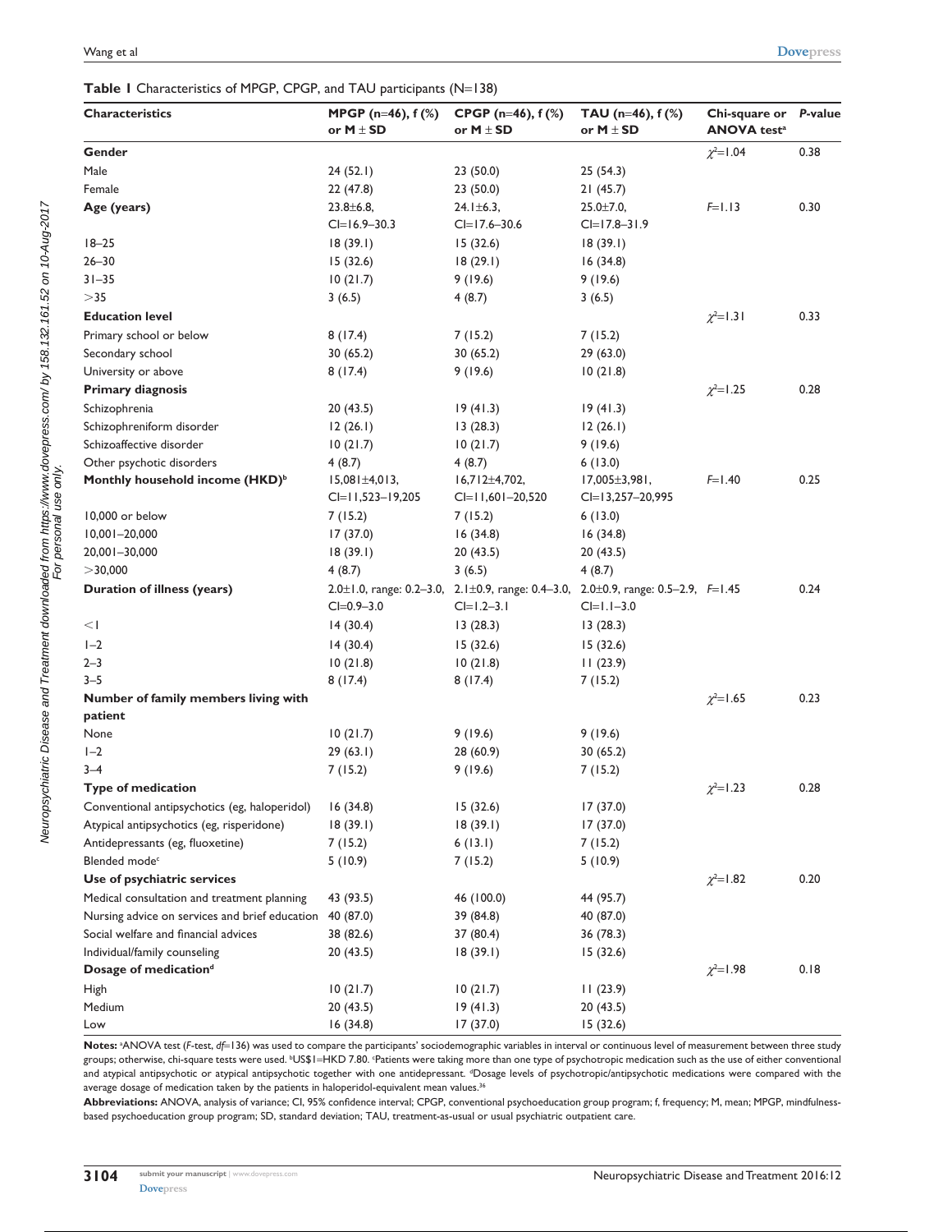**Table 1** Characteristics of MPGP, CPGP, and TAU participants (N=138)

| Characteristics | MPGP (n=46), f (%) or M ± SD | CPGP (n=46), f (%) or M ± SD | TAU (n=46), f (%) or M ± SD | Chi-square or ANOVA test[a] | P-value |
|---|---|---|---|---|---|
| **Gender** | | | | $\chi^2$=1.04 | 0.38 |
| Male | 24 (52.1) | 23 (50.0) | 25 (54.3) | | |
| Female | 22 (47.8) | 23 (50.0) | 21 (45.7) | | |
| **Age (years)** | 23.8±6.8, CI=16.9–30.3 | 24.1±6.3, CI=17.6–30.6 | 25.0±7.0, CI=17.8–31.9 | F=1.13 | 0.30 |
| 18–25 | 18 (39.1) | 15 (32.6) | 18 (39.1) | | |
| 26–30 | 15 (32.6) | 18 (29.1) | 16 (34.8) | | |
| 31–35 | 10 (21.7) | 9 (19.6) | 9 (19.6) | | |
| >35 | 3 (6.5) | 4 (8.7) | 3 (6.5) | | |
| **Education level** | | | | $\chi^2$=1.31 | 0.33 |
| Primary school or below | 8 (17.4) | 7 (15.2) | 7 (15.2) | | |
| Secondary school | 30 (65.2) | 30 (65.2) | 29 (63.0) | | |
| University or above | 8 (17.4) | 9 (19.6) | 10 (21.8) | | |
| **Primary diagnosis** | | | | $\chi^2$=1.25 | 0.28 |
| Schizophrenia | 20 (43.5) | 19 (41.3) | 19 (41.3) | | |
| Schizophreniform disorder | 12 (26.1) | 13 (28.3) | 12 (26.1) | | |
| Schizoaffective disorder | 10 (21.7) | 10 (21.7) | 9 (19.6) | | |
| Other psychotic disorders | 4 (8.7) | 4 (8.7) | 6 (13.0) | | |
| **Monthly household income (HKD)[b]** | 15,081±4,013, CI=11,523–19,205 | 16,712±4,702, CI=11,601–20,520 | 17,005±3,981, CI=13,257–20,995 | F=1.40 | 0.25 |
| 10,000 or below | 7 (15.2) | 7 (15.2) | 6 (13.0) | | |
| 10,001–20,000 | 17 (37.0) | 16 (34.8) | 16 (34.8) | | |
| 20,001–30,000 | 18 (39.1) | 20 (43.5) | 20 (43.5) | | |
| >30,000 | 4 (8.7) | 3 (6.5) | 4 (8.7) | | |
| **Duration of illness (years)** | 2.0±1.0, range: 0.2–3.0, CI=0.9–3.0 | 2.1±0.9, range: 0.4–3.0, CI=1.2–3.1 | 2.0±0.9, range: 0.5–2.9, CI=1.1–3.0 | F=1.45 | 0.24 |
| <1 | 14 (30.4) | 13 (28.3) | 13 (28.3) | | |
| 1–2 | 14 (30.4) | 15 (32.6) | 15 (32.6) | | |
| 2–3 | 10 (21.8) | 10 (21.8) | 11 (23.9) | | |
| 3–5 | 8 (17.4) | 8 (17.4) | 7 (15.2) | | |
| **Number of family members living with patient** | | | | $\chi^2$=1.65 | 0.23 |
| None | 10 (21.7) | 9 (19.6) | 9 (19.6) | | |
| 1–2 | 29 (63.1) | 28 (60.9) | 30 (65.2) | | |
| 3–4 | 7 (15.2) | 9 (19.6) | 7 (15.2) | | |
| **Type of medication** | | | | $\chi^2$=1.23 | 0.28 |
| Conventional antipsychotics (eg, haloperidol) | 16 (34.8) | 15 (32.6) | 17 (37.0) | | |
| Atypical antipsychotics (eg, risperidone) | 18 (39.1) | 18 (39.1) | 17 (37.0) | | |
| Antidepressants (eg, fluoxetine) | 7 (15.2) | 6 (13.1) | 7 (15.2) | | |
| Blended mode[c] | 5 (10.9) | 7 (15.2) | 5 (10.9) | | |
| **Use of psychiatric services** | | | | $\chi^2$=1.82 | 0.20 |
| Medical consultation and treatment planning | 43 (93.5) | 46 (100.0) | 44 (95.7) | | |
| Nursing advice on services and brief education | 40 (87.0) | 39 (84.8) | 40 (87.0) | | |
| Social welfare and financial advices | 38 (82.6) | 37 (80.4) | 36 (78.3) | | |
| Individual/family counseling | 20 (43.5) | 18 (39.1) | 15 (32.6) | | |
| **Dosage of medication[d]** | | | | $\chi^2$=1.98 | 0.18 |
| High | 10 (21.7) | 10 (21.7) | 11 (23.9) | | |
| Medium | 20 (43.5) | 19 (41.3) | 20 (43.5) | | |
| Low | 16 (34.8) | 17 (37.0) | 15 (32.6) | | |

**Notes:** [a]ANOVA test (F-test, df=136) was used to compare the participants' sociodemographic variables in interval or continuous level of measurement between three study groups; otherwise, chi-square tests were used. [b]US$1=HKD 7.80. [c]Patients were taking more than one type of psychotropic medication such as the use of either conventional and atypical antipsychotic or atypical antipsychotic together with one antidepressant. [d]Dosage levels of psychotropic/antipsychotic medications were compared with the average dosage of medication taken by the patients in haloperidol-equivalent mean values.[36]

**Abbreviations:** ANOVA, analysis of variance; CI, 95% confidence interval; CPGP, conventional psychoeducation group program; f, frequency; M, mean; MPGP, mindfulness-based psychoeducation group program; SD, standard deviation; TAU, treatment-as-usual or usual psychiatric outpatient care.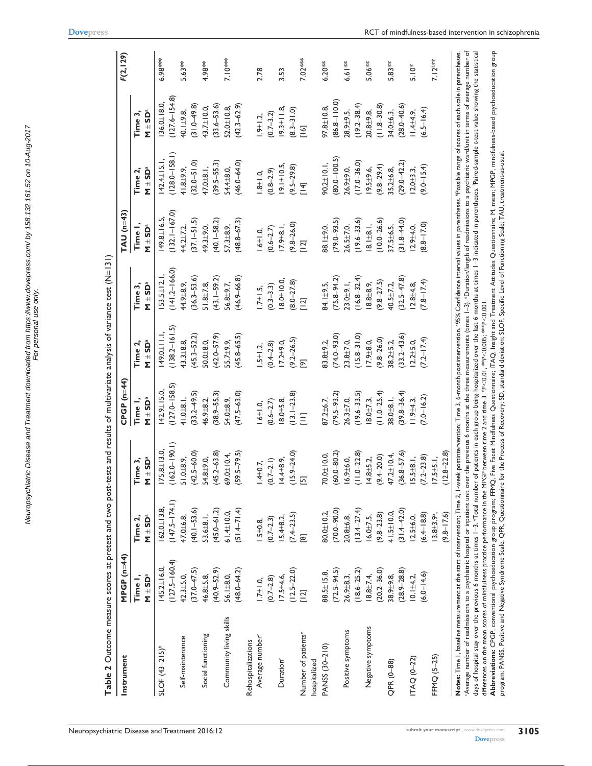**Table 2** Outcome measure scores at pretest and two post-tests and results of multivariate analysis of variance test (N=131)

| Instrument | MPGP (n=44) | | | CPGP (n=44) | | | TAU (n=43) | | | $F_{(2, 129)}$ |
|---|---|---|---|---|---|---|---|---|---|---|
| | Time 1, M ± SD[a] | Time 2, M ± SD[a] | Time 3, M ± SD[a] | Time 1, M ± SD[a] | Time 2, M ± SD[a] | Time 3, M ± SD[a] | Time 1, M ± SD[a] | Time 2, M ± SD[a] | Time 3, M ± SD[a] | |
| SLOF (43–215)[b] | 145.2±16.0, (127.5–160.4) | 162.0±13.8, (147.5–174.1) | 175.8±13.0, (162.0–190.1) | 142.9±15.0, (127.0–158.5) | 149.0±11.1, (138.2–161.5) | 153.5±12.1, (141.2–166.0) | 149.8±16.5, (132.1–167.0) | 142.4±15.1, (128.0–158.1) | 136.0±18.0, (127.6–154.8) | 6.98*** |
| Self-maintenance | 42.3±5.0, (37.0–47.5) | 47.0±6.8, (40.1–53.6) | 51.0±8.9, (42.5–60.0) | 41.0±8.1, (33.2–49.5) | 43.3±8.8, (45.3–52.2) | 44.9±8.9, (36.3–53.6) | 44.2±7.2, (37.1–51.5) | 41.8±9.9, (32.0–51.0) | 40.1±9.8, (31.0–49.8) | 5.63** |
| Social functioning | 46.8±5.8, (40.9–52.9) | 53.6±8.1, (45.0–61.2) | 54.8±9.0, (45.2–63.8) | 46.9±8.2, (38.9–55.3) | 50.0±8.0, (42.0–57.9) | 51.8±7.8, (43.1–59.2) | 49.3±9.0, (40.1–58.2) | 47.0±8.1, (39.5–55.3) | 43.7±10.0, (33.6–53.6) | 4.98** |
| Community living skills | 56.1±8.0, (48.0–64.2) | 61.4±10.0, (51.4–71.4) | 69.0±10.4, (59.5–79.5) | 54.0±8.9, (47.5–63.0) | 55.7±9.9, (45.8–65.5) | 56.8±9.7, (46.9–66.8) | 57.3±8.9, (48.8–67.3) | 54.4±8.0, (46.0–64.0) | 52.0±10.8, (42.3–62.9) | 7.10*** |
| Rehospitalizations | | | | | | | | | | |
| Average number[c] | 1.7±1.0, (0.7–2.8) | 1.5±0.8, (0.7–2.3) | 1.4±0.7, (0.7–2.1) | 1.6±1.0, (0.6–2.7) | 1.5±1.2, (0.4–2.8) | 1.7±1.5, (0.3–3.3) | 1.6±1.0, (0.6–2.7) | 1.8±1.0, (0.8–2.9) | 1.9±1.2, (0.7–3.2) | 2.78 |
| Duration[d] | 17.5±4.6, (12.5–22.0) | 15.4±8.2, (7.4–23.5) | 14.4±8.9, (15.9–24.0) | 18.0±5.8, (13.1–23.8) | 17.2±9.0, (9.2–26.5) | 18.0±10.0, (8.0–27.8) | 17.9±8.1, (9.8–26.0) | 19.1±10.5, (9.5–29.8) | 19.3±11.8, (8.3–31.0) | 3.53 |
| Number of patients[e] hospitalized | [12] | [8] | [5] | [11] | [9] | [12] | [12] | [14] | [16] | 7.02*** |
| PANSS (30–210) | 88.5±15.8, (72.5–94.5) | 80.0±10.2, (70.0–90.0) | 70.0±10.0, (60.0–80.2) | 87.2±6.7, (79.5–93.2) | 83.8±9.2, (74.0–93.0) | 84.1±9.5, (75.8–94.2) | 88.1±9.0, (79.0–93.5) | 90.2±10.1, (80.0–100.5) | 97.8±10.8, (86.8–110.0) | 6.20** |
| Positive symptoms | 26.9±8.3, (18.6–25.2) | 20.8±6.8, (13.4–27.4) | 16.9±6.0, (11.0–22.8) | 26.3±7.0, (19.6–33.5) | 23.8±7.0, (15.8–31.0) | 23.0±9.1, (16.8–32.4) | 26.5±7.0, (19.6–33.6) | 26.9±9.0, (17.0–36.0) | 28.9±9.5, (19.2–38.4) | 6.61** |
| Negative symptoms | 18.8±7.4, (20.2–36.0) | 16.0±7.5, (9.8–23.8) | 14.8±5.2, (9.4–20.0) | 18.0±7.3, (11.0–25.4) | 17.9±8.0, (9.8–26.0) | 18.8±8.9, (9.8–27.5) | 18.1±8.1, (10.0–26.6) | 19.5±9.6, (9.8–29.4) | 20.8±9.8, (11.8–30.8) | 5.06** |
| QPR (0–88) | 38.9±9.8, (28.9–28.8) | 41.5±10.0, (31.4–42.0) | 47.2±10.4, (36.8–57.6) | 38.0±8.1, (39.8–36.4) | 38.2±5.2, (33.2–43.6) | 40.5±7.2, (32.5–47.8) | 37.5±6.5, (31.8–44.0) | 35.2±6.8, (29.0–42.2) | 34.0±6.3, (28.0–40.6) | 5.83** |
| ITAQ (0–22) | 10.1±4.2, (6.0–14.6) | 12.5±6.0, (6.4–18.8) | 15.5±8.1, (7.2–23.8) | 11.9±4.3, (7.0–16.2) | 12.2±5.0, (7.2–17.4) | 12.8±4.8, (7.8–17.4) | 12.9±4.0, (8.8–17.0) | 12.0±3.3, (9.0–15.4) | 11.4±4.9, (6.5–16.4) | 5.10* |
| FFMQ (5–25) | | 13.8±3.9[a], (9.8–17.6) | 17.5±5.1, (12.8–22.8) | | | | | | | 7.12[f]** |

**Notes:** Time 1, baseline measurement at the start of intervention; Time 2, 1-week postintervention; Time 3, 6-month postintervention. [a]95% Confidence interval values in parentheses. [b]Possible range of scores of each scale in parentheses. [c]Average number of readmissions to a psychiatric hospital or inpatient unit over the previous 6 months at the three measurements (times 1–3). [d]Duration/length of readmissions to a psychiatric ward/unit in terms of average number of days of hospital stay over the previous 6 months at times 1–3. [e]Total number of patients in each group being hospitalized over the last 6 months at times 1–3 indicated in parentheses. [f]Paired-sample t-test value showing the statistical differences on the mean scores of mindfulness practice performance in the MPGP between time 2 and time 3. *$p<0.01$, **$p<0.005$; ***$p<0.001$.

**Abbreviations:** CPGP, conventional psychoeducation group program; FFMQ, Five Facet Mindfulness Questionnaire; ITAQ, Insight and Treatment Attitudes Questionnaire; M, mean; MPGP, mindfulness-based psychoeducation group program; PANSS, Positive and Negative Syndrome Scale; QPR, Questionnaire for the Process of Recovery; SD, standard deviation; SLOF, Specific Level of Functioning Scale; TAU, treatment-as-usual.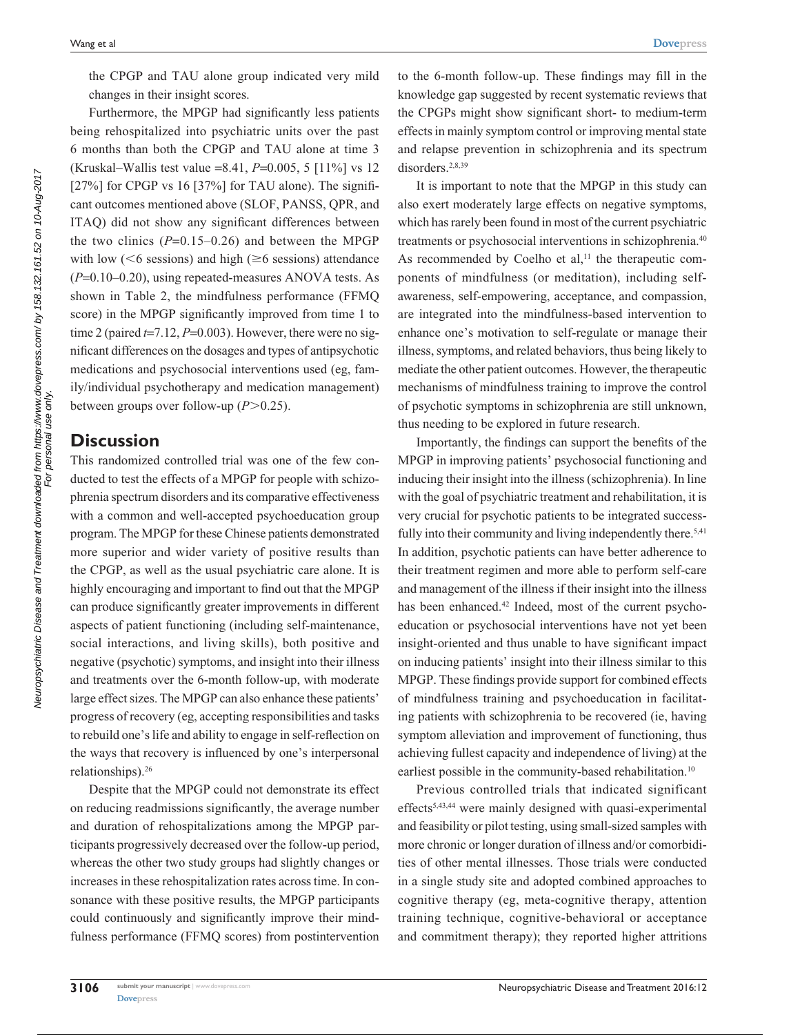the CPGP and TAU alone group indicated very mild changes in their insight scores.

Furthermore, the MPGP had significantly less patients being rehospitalized into psychiatric units over the past 6 months than both the CPGP and TAU alone at time 3 (Kruskal–Wallis test value =8.41, $P$=0.005, 5 [11%] vs 12 [27%] for CPGP vs 16 [37%] for TAU alone). The significant outcomes mentioned above (SLOF, PANSS, QPR, and ITAQ) did not show any significant differences between the two clinics ($P$=0.15–0.26) and between the MPGP with low (<6 sessions) and high (≥6 sessions) attendance ($P$=0.10–0.20), using repeated-measures ANOVA tests. As shown in Table 2, the mindfulness performance (FFMQ score) in the MPGP significantly improved from time 1 to time 2 (paired $t$=7.12, $P$=0.003). However, there were no significant differences on the dosages and types of antipsychotic medications and psychosocial interventions used (eg, family/individual psychotherapy and medication management) between groups over follow-up ($P$>0.25).

## Discussion

This randomized controlled trial was one of the few conducted to test the effects of a MPGP for people with schizophrenia spectrum disorders and its comparative effectiveness with a common and well-accepted psychoeducation group program. The MPGP for these Chinese patients demonstrated more superior and wider variety of positive results than the CPGP, as well as the usual psychiatric care alone. It is highly encouraging and important to find out that the MPGP can produce significantly greater improvements in different aspects of patient functioning (including self-maintenance, social interactions, and living skills), both positive and negative (psychotic) symptoms, and insight into their illness and treatments over the 6-month follow-up, with moderate large effect sizes. The MPGP can also enhance these patients' progress of recovery (eg, accepting responsibilities and tasks to rebuild one's life and ability to engage in self-reflection on the ways that recovery is influenced by one's interpersonal relationships).[26]

Despite that the MPGP could not demonstrate its effect on reducing readmissions significantly, the average number and duration of rehospitalizations among the MPGP participants progressively decreased over the follow-up period, whereas the other two study groups had slightly changes or increases in these rehospitalization rates across time. In consonance with these positive results, the MPGP participants could continuously and significantly improve their mindfulness performance (FFMQ scores) from postintervention to the 6-month follow-up. These findings may fill in the knowledge gap suggested by recent systematic reviews that the CPGPs might show significant short- to medium-term effects in mainly symptom control or improving mental state and relapse prevention in schizophrenia and its spectrum disorders.[2,8,39]

It is important to note that the MPGP in this study can also exert moderately large effects on negative symptoms, which has rarely been found in most of the current psychiatric treatments or psychosocial interventions in schizophrenia.[40] As recommended by Coelho et al,[11] the therapeutic components of mindfulness (or meditation), including self-awareness, self-empowering, acceptance, and compassion, are integrated into the mindfulness-based intervention to enhance one's motivation to self-regulate or manage their illness, symptoms, and related behaviors, thus being likely to mediate the other patient outcomes. However, the therapeutic mechanisms of mindfulness training to improve the control of psychotic symptoms in schizophrenia are still unknown, thus needing to be explored in future research.

Importantly, the findings can support the benefits of the MPGP in improving patients' psychosocial functioning and inducing their insight into the illness (schizophrenia). In line with the goal of psychiatric treatment and rehabilitation, it is very crucial for psychotic patients to be integrated successfully into their community and living independently there.[5,41] In addition, psychotic patients can have better adherence to their treatment regimen and more able to perform self-care and management of the illness if their insight into the illness has been enhanced.[42] Indeed, most of the current psychoeducation or psychosocial interventions have not yet been insight-oriented and thus unable to have significant impact on inducing patients' insight into their illness similar to this MPGP. These findings provide support for combined effects of mindfulness training and psychoeducation in facilitating patients with schizophrenia to be recovered (ie, having symptom alleviation and improvement of functioning, thus achieving fullest capacity and independence of living) at the earliest possible in the community-based rehabilitation.[10]

Previous controlled trials that indicated significant effects[5,43,44] were mainly designed with quasi-experimental and feasibility or pilot testing, using small-sized samples with more chronic or longer duration of illness and/or comorbidities of other mental illnesses. Those trials were conducted in a single study site and adopted combined approaches to cognitive therapy (eg, meta-cognitive therapy, attention training technique, cognitive-behavioral or acceptance and commitment therapy); they reported higher attritions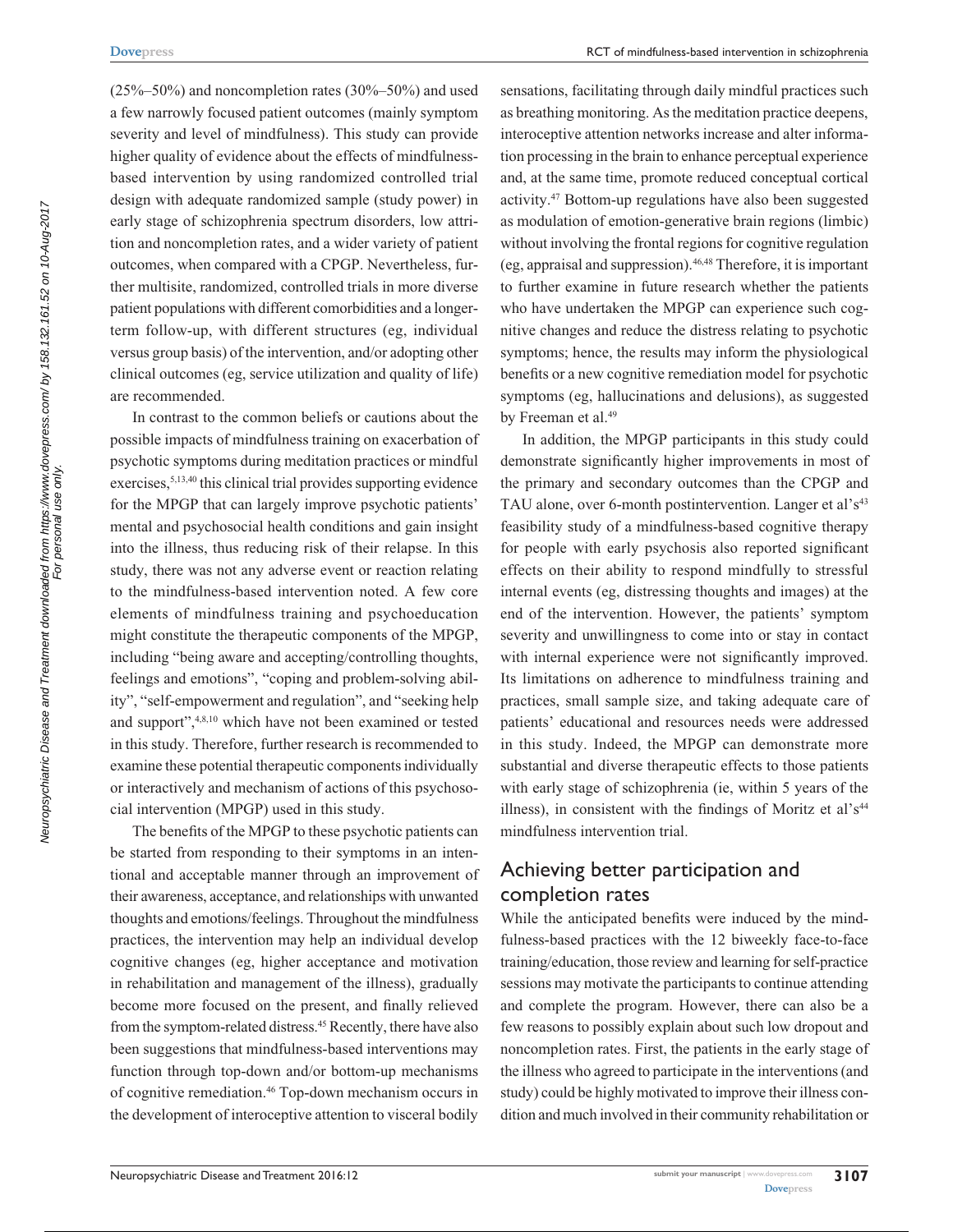(25%–50%) and noncompletion rates (30%–50%) and used a few narrowly focused patient outcomes (mainly symptom severity and level of mindfulness). This study can provide higher quality of evidence about the effects of mindfulness-based intervention by using randomized controlled trial design with adequate randomized sample (study power) in early stage of schizophrenia spectrum disorders, low attrition and noncompletion rates, and a wider variety of patient outcomes, when compared with a CPGP. Nevertheless, further multisite, randomized, controlled trials in more diverse patient populations with different comorbidities and a longer-term follow-up, with different structures (eg, individual versus group basis) of the intervention, and/or adopting other clinical outcomes (eg, service utilization and quality of life) are recommended.

In contrast to the common beliefs or cautions about the possible impacts of mindfulness training on exacerbation of psychotic symptoms during meditation practices or mindful exercises,[5,13,40] this clinical trial provides supporting evidence for the MPGP that can largely improve psychotic patients' mental and psychosocial health conditions and gain insight into the illness, thus reducing risk of their relapse. In this study, there was not any adverse event or reaction relating to the mindfulness-based intervention noted. A few core elements of mindfulness training and psychoeducation might constitute the therapeutic components of the MPGP, including "being aware and accepting/controlling thoughts, feelings and emotions", "coping and problem-solving ability", "self-empowerment and regulation", and "seeking help and support",[4,8,10] which have not been examined or tested in this study. Therefore, further research is recommended to examine these potential therapeutic components individually or interactively and mechanism of actions of this psychosocial intervention (MPGP) used in this study.

The benefits of the MPGP to these psychotic patients can be started from responding to their symptoms in an intentional and acceptable manner through an improvement of their awareness, acceptance, and relationships with unwanted thoughts and emotions/feelings. Throughout the mindfulness practices, the intervention may help an individual develop cognitive changes (eg, higher acceptance and motivation in rehabilitation and management of the illness), gradually become more focused on the present, and finally relieved from the symptom-related distress.[45] Recently, there have also been suggestions that mindfulness-based interventions may function through top-down and/or bottom-up mechanisms of cognitive remediation.[46] Top-down mechanism occurs in the development of interoceptive attention to visceral bodily sensations, facilitating through daily mindful practices such as breathing monitoring. As the meditation practice deepens, interoceptive attention networks increase and alter information processing in the brain to enhance perceptual experience and, at the same time, promote reduced conceptual cortical activity.[47] Bottom-up regulations have also been suggested as modulation of emotion-generative brain regions (limbic) without involving the frontal regions for cognitive regulation (eg, appraisal and suppression).[46,48] Therefore, it is important to further examine in future research whether the patients who have undertaken the MPGP can experience such cognitive changes and reduce the distress relating to psychotic symptoms; hence, the results may inform the physiological benefits or a new cognitive remediation model for psychotic symptoms (eg, hallucinations and delusions), as suggested by Freeman et al.[49]

In addition, the MPGP participants in this study could demonstrate significantly higher improvements in most of the primary and secondary outcomes than the CPGP and TAU alone, over 6-month postintervention. Langer et al's[43] feasibility study of a mindfulness-based cognitive therapy for people with early psychosis also reported significant effects on their ability to respond mindfully to stressful internal events (eg, distressing thoughts and images) at the end of the intervention. However, the patients' symptom severity and unwillingness to come into or stay in contact with internal experience were not significantly improved. Its limitations on adherence to mindfulness training and practices, small sample size, and taking adequate care of patients' educational and resources needs were addressed in this study. Indeed, the MPGP can demonstrate more substantial and diverse therapeutic effects to those patients with early stage of schizophrenia (ie, within 5 years of the illness), in consistent with the findings of Moritz et al's[44] mindfulness intervention trial.

## Achieving better participation and completion rates

While the anticipated benefits were induced by the mindfulness-based practices with the 12 biweekly face-to-face training/education, those review and learning for self-practice sessions may motivate the participants to continue attending and complete the program. However, there can also be a few reasons to possibly explain about such low dropout and noncompletion rates. First, the patients in the early stage of the illness who agreed to participate in the interventions (and study) could be highly motivated to improve their illness condition and much involved in their community rehabilitation or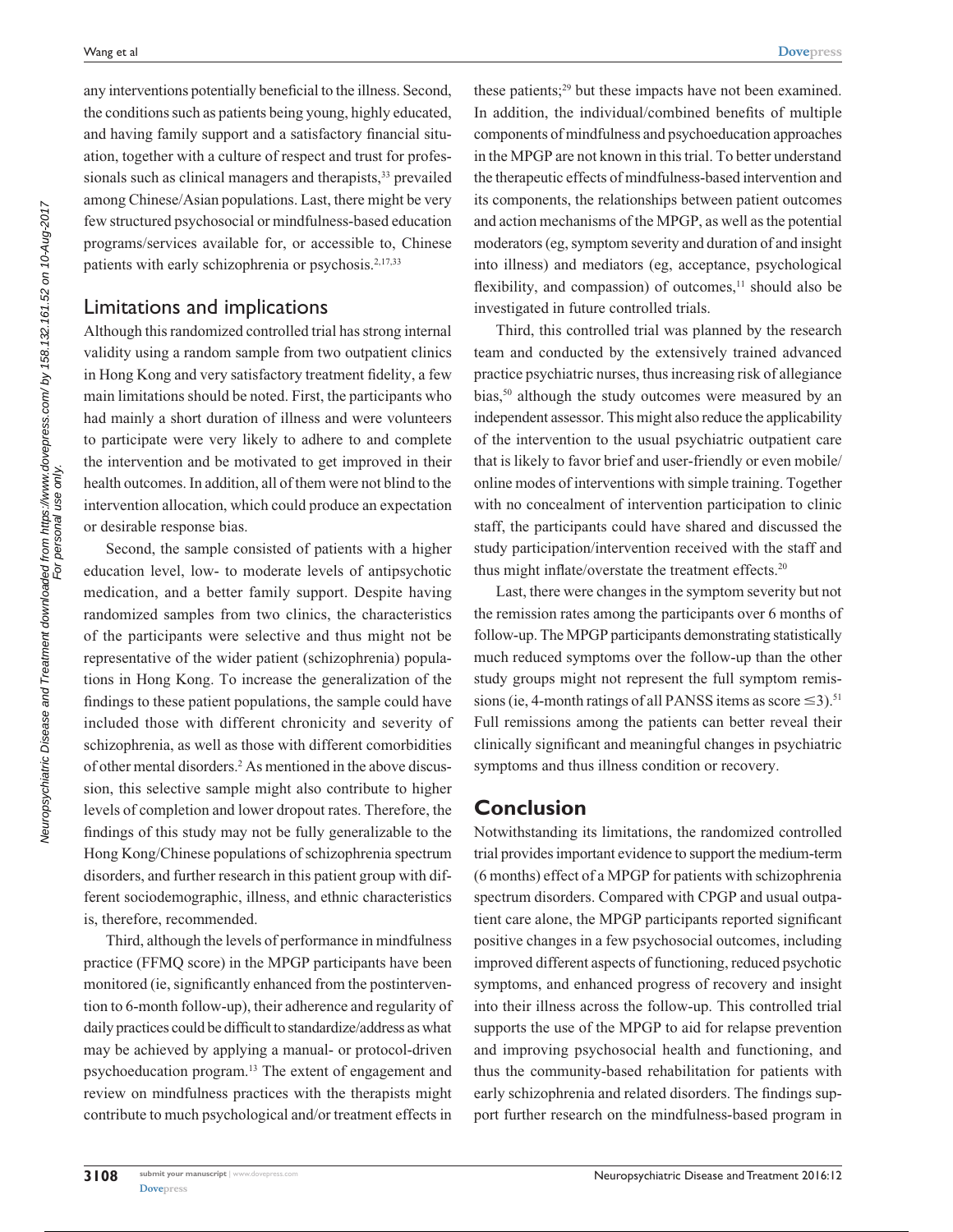any interventions potentially beneficial to the illness. Second, the conditions such as patients being young, highly educated, and having family support and a satisfactory financial situation, together with a culture of respect and trust for professionals such as clinical managers and therapists,[33] prevailed among Chinese/Asian populations. Last, there might be very few structured psychosocial or mindfulness-based education programs/services available for, or accessible to, Chinese patients with early schizophrenia or psychosis.[2,17,33]

## Limitations and implications

Although this randomized controlled trial has strong internal validity using a random sample from two outpatient clinics in Hong Kong and very satisfactory treatment fidelity, a few main limitations should be noted. First, the participants who had mainly a short duration of illness and were volunteers to participate were very likely to adhere to and complete the intervention and be motivated to get improved in their health outcomes. In addition, all of them were not blind to the intervention allocation, which could produce an expectation or desirable response bias.

Second, the sample consisted of patients with a higher education level, low- to moderate levels of antipsychotic medication, and a better family support. Despite having randomized samples from two clinics, the characteristics of the participants were selective and thus might not be representative of the wider patient (schizophrenia) populations in Hong Kong. To increase the generalization of the findings to these patient populations, the sample could have included those with different chronicity and severity of schizophrenia, as well as those with different comorbidities of other mental disorders.[2] As mentioned in the above discussion, this selective sample might also contribute to higher levels of completion and lower dropout rates. Therefore, the findings of this study may not be fully generalizable to the Hong Kong/Chinese populations of schizophrenia spectrum disorders, and further research in this patient group with different sociodemographic, illness, and ethnic characteristics is, therefore, recommended.

Third, although the levels of performance in mindfulness practice (FFMQ score) in the MPGP participants have been monitored (ie, significantly enhanced from the postintervention to 6-month follow-up), their adherence and regularity of daily practices could be difficult to standardize/address as what may be achieved by applying a manual- or protocol-driven psychoeducation program.[13] The extent of engagement and review on mindfulness practices with the therapists might contribute to much psychological and/or treatment effects in these patients;[29] but these impacts have not been examined. In addition, the individual/combined benefits of multiple components of mindfulness and psychoeducation approaches in the MPGP are not known in this trial. To better understand the therapeutic effects of mindfulness-based intervention and its components, the relationships between patient outcomes and action mechanisms of the MPGP, as well as the potential moderators (eg, symptom severity and duration of and insight into illness) and mediators (eg, acceptance, psychological flexibility, and compassion) of outcomes,[11] should also be investigated in future controlled trials.

Third, this controlled trial was planned by the research team and conducted by the extensively trained advanced practice psychiatric nurses, thus increasing risk of allegiance bias,[50] although the study outcomes were measured by an independent assessor. This might also reduce the applicability of the intervention to the usual psychiatric outpatient care that is likely to favor brief and user-friendly or even mobile/online modes of interventions with simple training. Together with no concealment of intervention participation to clinic staff, the participants could have shared and discussed the study participation/intervention received with the staff and thus might inflate/overstate the treatment effects.[20]

Last, there were changes in the symptom severity but not the remission rates among the participants over 6 months of follow-up. The MPGP participants demonstrating statistically much reduced symptoms over the follow-up than the other study groups might not represent the full symptom remissions (ie, 4-month ratings of all PANSS items as score $\leq 3$).[51] Full remissions among the patients can better reveal their clinically significant and meaningful changes in psychiatric symptoms and thus illness condition or recovery.

## Conclusion

Notwithstanding its limitations, the randomized controlled trial provides important evidence to support the medium-term (6 months) effect of a MPGP for patients with schizophrenia spectrum disorders. Compared with CPGP and usual outpatient care alone, the MPGP participants reported significant positive changes in a few psychosocial outcomes, including improved different aspects of functioning, reduced psychotic symptoms, and enhanced progress of recovery and insight into their illness across the follow-up. This controlled trial supports the use of the MPGP to aid for relapse prevention and improving psychosocial health and functioning, and thus the community-based rehabilitation for patients with early schizophrenia and related disorders. The findings support further research on the mindfulness-based program in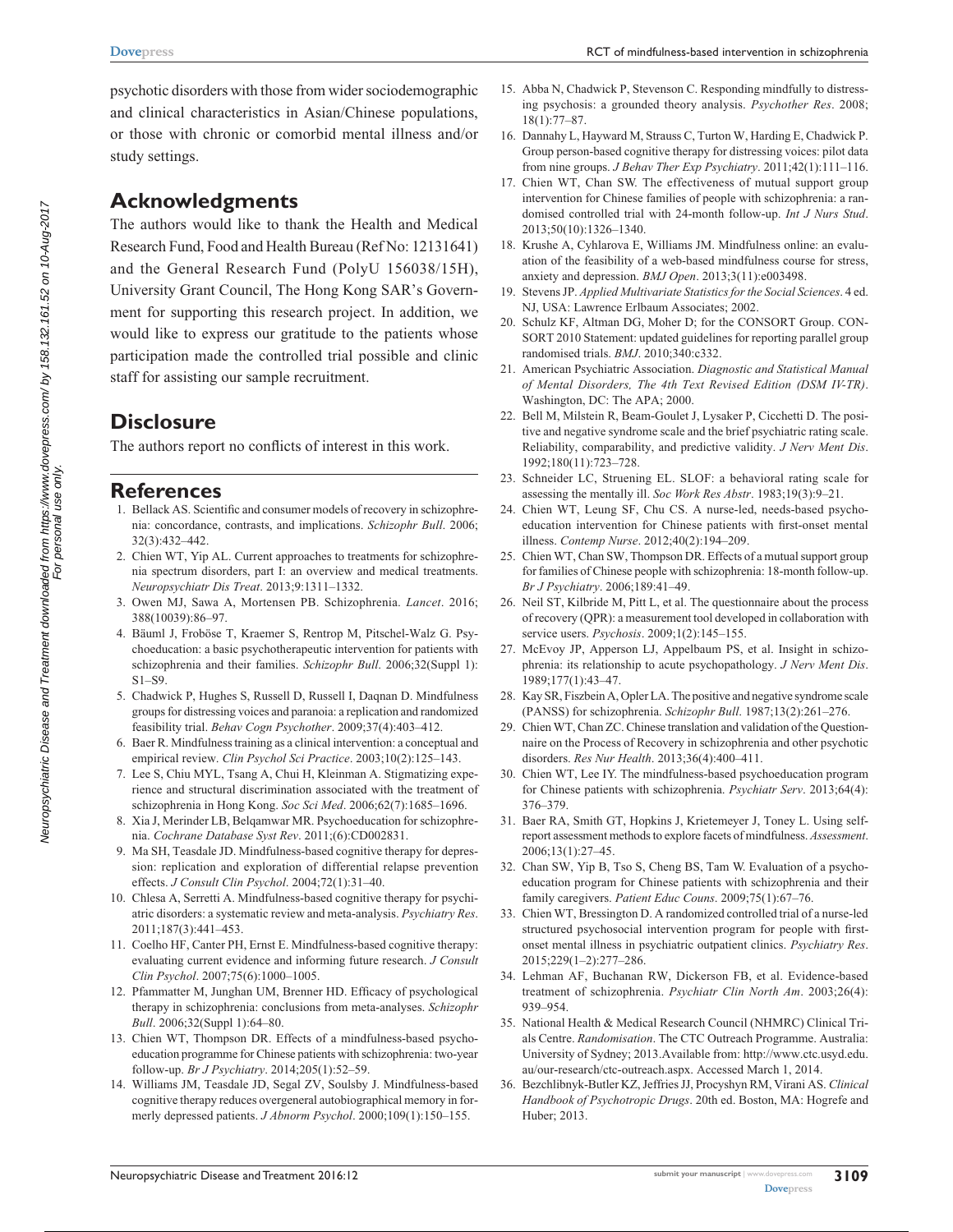psychotic disorders with those from wider sociodemographic and clinical characteristics in Asian/Chinese populations, or those with chronic or comorbid mental illness and/or study settings.

## Acknowledgments

The authors would like to thank the Health and Medical Research Fund, Food and Health Bureau (Ref No: 12131641) and the General Research Fund (PolyU 156038/15H), University Grant Council, The Hong Kong SAR's Government for supporting this research project. In addition, we would like to express our gratitude to the patients whose participation made the controlled trial possible and clinic staff for assisting our sample recruitment.

## Disclosure

The authors report no conflicts of interest in this work.

## References

1. Bellack AS. Scientific and consumer models of recovery in schizophrenia: concordance, contrasts, and implications. *Schizophr Bull*. 2006; 32(3):432–442.
2. Chien WT, Yip AL. Current approaches to treatments for schizophrenia spectrum disorders, part I: an overview and medical treatments. *Neuropsychiatr Dis Treat*. 2013;9:1311–1332.
3. Owen MJ, Sawa A, Mortensen PB. Schizophrenia. *Lancet*. 2016; 388(10039):86–97.
4. Bäuml J, Froböse T, Kraemer S, Rentrop M, Pitschel-Walz G. Psychoeducation: a basic psychotherapeutic intervention for patients with schizophrenia and their families. *Schizophr Bull*. 2006;32(Suppl 1): S1–S9.
5. Chadwick P, Hughes S, Russell D, Russell I, Daqnan D. Mindfulness groups for distressing voices and paranoia: a replication and randomized feasibility trial. *Behav Cogn Psychother*. 2009;37(4):403–412.
6. Baer R. Mindfulness training as a clinical intervention: a conceptual and empirical review. *Clin Psychol Sci Practice*. 2003;10(2):125–143.
7. Lee S, Chiu MYL, Tsang A, Chui H, Kleinman A. Stigmatizing experience and structural discrimination associated with the treatment of schizophrenia in Hong Kong. *Soc Sci Med*. 2006;62(7):1685–1696.
8. Xia J, Merinder LB, Belqamwar MR. Psychoeducation for schizophrenia. *Cochrane Database Syst Rev*. 2011;(6):CD002831.
9. Ma SH, Teasdale JD. Mindfulness-based cognitive therapy for depression: replication and exploration of differential relapse prevention effects. *J Consult Clin Psychol*. 2004;72(1):31–40.
10. Chlesa A, Serretti A. Mindfulness-based cognitive therapy for psychiatric disorders: a systematic review and meta-analysis. *Psychiatry Res*. 2011;187(3):441–453.
11. Coelho HF, Canter PH, Ernst E. Mindfulness-based cognitive therapy: evaluating current evidence and informing future research. *J Consult Clin Psychol*. 2007;75(6):1000–1005.
12. Pfammatter M, Junghan UM, Brenner HD. Efficacy of psychological therapy in schizophrenia: conclusions from meta-analyses. *Schizophr Bull*. 2006;32(Suppl 1):64–80.
13. Chien WT, Thompson DR. Effects of a mindfulness-based psychoeducation programme for Chinese patients with schizophrenia: two-year follow-up. *Br J Psychiatry*. 2014;205(1):52–59.
14. Williams JM, Teasdale JD, Segal ZV, Soulsby J. Mindfulness-based cognitive therapy reduces overgeneral autobiographical memory in formerly depressed patients. *J Abnorm Psychol*. 2000;109(1):150–155.
15. Abba N, Chadwick P, Stevenson C. Responding mindfully to distressing psychosis: a grounded theory analysis. *Psychother Res*. 2008; 18(1):77–87.
16. Dannahy L, Hayward M, Strauss C, Turton W, Harding E, Chadwick P. Group person-based cognitive therapy for distressing voices: pilot data from nine groups. *J Behav Ther Exp Psychiatry*. 2011;42(1):111–116.
17. Chien WT, Chan SW. The effectiveness of mutual support group intervention for Chinese families of people with schizophrenia: a randomised controlled trial with 24-month follow-up. *Int J Nurs Stud*. 2013;50(10):1326–1340.
18. Krushe A, Cyhlarova E, Williams JM. Mindfulness online: an evaluation of the feasibility of a web-based mindfulness course for stress, anxiety and depression. *BMJ Open*. 2013;3(11):e003498.
19. Stevens JP. *Applied Multivariate Statistics for the Social Sciences*. 4 ed. NJ, USA: Lawrence Erlbaum Associates; 2002.
20. Schulz KF, Altman DG, Moher D; for the CONSORT Group. CONSORT 2010 Statement: updated guidelines for reporting parallel group randomised trials. *BMJ*. 2010;340:c332.
21. American Psychiatric Association. *Diagnostic and Statistical Manual of Mental Disorders, The 4th Text Revised Edition (DSM IV-TR)*. Washington, DC: The APA; 2000.
22. Bell M, Milstein R, Beam-Goulet J, Lysaker P, Cicchetti D. The positive and negative syndrome scale and the brief psychiatric rating scale. Reliability, comparability, and predictive validity. *J Nerv Ment Dis*. 1992;180(11):723–728.
23. Schneider LC, Struening EL. SLOF: a behavioral rating scale for assessing the mentally ill. *Soc Work Res Abstr*. 1983;19(3):9–21.
24. Chien WT, Leung SF, Chu CS. A nurse-led, needs-based psychoeducation intervention for Chinese patients with first-onset mental illness. *Contemp Nurse*. 2012;40(2):194–209.
25. Chien WT, Chan SW, Thompson DR. Effects of a mutual support group for families of Chinese people with schizophrenia: 18-month follow-up. *Br J Psychiatry*. 2006;189:41–49.
26. Neil ST, Kilbride M, Pitt L, et al. The questionnaire about the process of recovery (QPR): a measurement tool developed in collaboration with service users. *Psychosis*. 2009;1(2):145–155.
27. McEvoy JP, Apperson LJ, Appelbaum PS, et al. Insight in schizophrenia: its relationship to acute psychopathology. *J Nerv Ment Dis*. 1989;177(1):43–47.
28. Kay SR, Fiszbein A, Opler LA. The positive and negative syndrome scale (PANSS) for schizophrenia. *Schizophr Bull*. 1987;13(2):261–276.
29. Chien WT, Chan ZC. Chinese translation and validation of the Questionnaire on the Process of Recovery in schizophrenia and other psychotic disorders. *Res Nur Health*. 2013;36(4):400–411.
30. Chien WT, Lee IY. The mindfulness-based psychoeducation program for Chinese patients with schizophrenia. *Psychiatr Serv*. 2013;64(4): 376–379.
31. Baer RA, Smith GT, Hopkins J, Krietemeyer J, Toney L. Using self-report assessment methods to explore facets of mindfulness. *Assessment*. 2006;13(1):27–45.
32. Chan SW, Yip B, Tso S, Cheng BS, Tam W. Evaluation of a psychoeducation program for Chinese patients with schizophrenia and their family caregivers. *Patient Educ Couns*. 2009;75(1):67–76.
33. Chien WT, Bressington D. A randomized controlled trial of a nurse-led structured psychosocial intervention program for people with first-onset mental illness in psychiatric outpatient clinics. *Psychiatry Res*. 2015;229(1–2):277–286.
34. Lehman AF, Buchanan RW, Dickerson FB, et al. Evidence-based treatment of schizophrenia. *Psychiatr Clin North Am*. 2003;26(4): 939–954.
35. National Health & Medical Research Council (NHMRC) Clinical Trials Centre. *Randomisation*. The CTC Outreach Programme. Australia: University of Sydney; 2013.Available from: http://www.ctc.usyd.edu.au/our-research/ctc-outreach.aspx. Accessed March 1, 2014.
36. Bezchlibnyk-Butler KZ, Jeffries JJ, Procyshyn RM, Virani AS. *Clinical Handbook of Psychotropic Drugs*. 20th ed. Boston, MA: Hogrefe and Huber; 2013.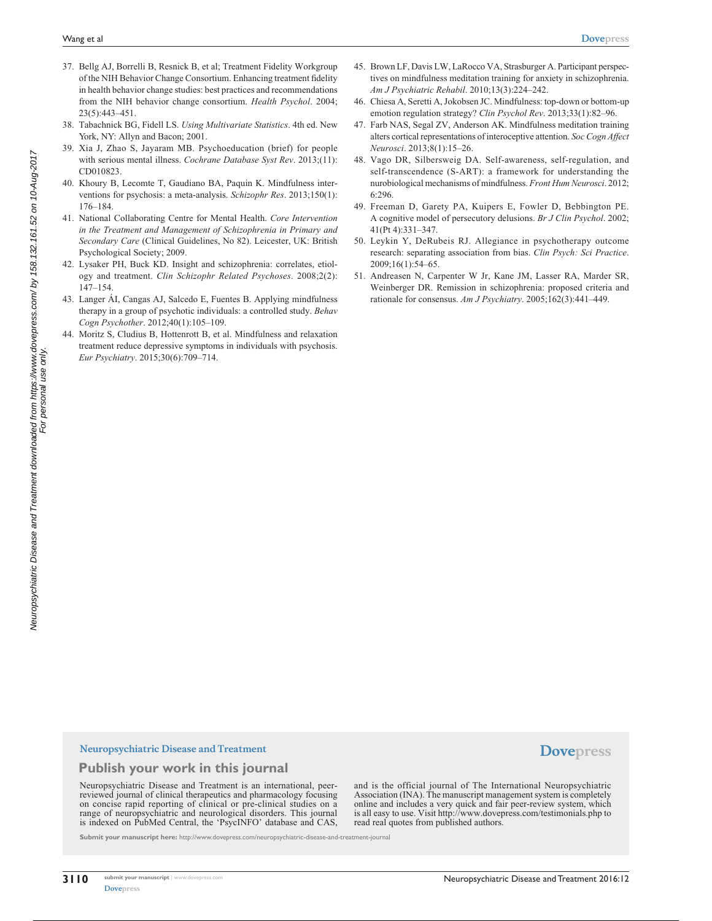37. Bellg AJ, Borrelli B, Resnick B, et al; Treatment Fidelity Workgroup of the NIH Behavior Change Consortium. Enhancing treatment fidelity in health behavior change studies: best practices and recommendations from the NIH behavior change consortium. *Health Psychol*. 2004;23(5):443–451.
38. Tabachnick BG, Fidell LS. *Using Multivariate Statistics*. 4th ed. New York, NY: Allyn and Bacon; 2001.
39. Xia J, Zhao S, Jayaram MB. Psychoeducation (brief) for people with serious mental illness. *Cochrane Database Syst Rev*. 2013;(11):CD010823.
40. Khoury B, Lecomte T, Gaudiano BA, Paquin K. Mindfulness interventions for psychosis: a meta-analysis. *Schizophr Res*. 2013;150(1):176–184.
41. National Collaborating Centre for Mental Health. *Core Intervention in the Treatment and Management of Schizophrenia in Primary and Secondary Care* (Clinical Guidelines, No 82). Leicester, UK: British Psychological Society; 2009.
42. Lysaker PH, Buck KD. Insight and schizophrenia: correlates, etiology and treatment. *Clin Schizophr Related Psychoses*. 2008;2(2):147–154.
43. Langer ÁI, Cangas AJ, Salcedo E, Fuentes B. Applying mindfulness therapy in a group of psychotic individuals: a controlled study. *Behav Cogn Psychother*. 2012;40(1):105–109.
44. Moritz S, Cludius B, Hottenrott B, et al. Mindfulness and relaxation treatment reduce depressive symptoms in individuals with psychosis. *Eur Psychiatry*. 2015;30(6):709–714.
45. Brown LF, Davis LW, LaRocco VA, Strasburger A. Participant perspectives on mindfulness meditation training for anxiety in schizophrenia. *Am J Psychiatric Rehabil*. 2010;13(3):224–242.
46. Chiesa A, Seretti A, Jokobsen JC. Mindfulness: top-down or bottom-up emotion regulation strategy? *Clin Psychol Rev*. 2013;33(1):82–96.
47. Farb NAS, Segal ZV, Anderson AK. Mindfulness meditation training alters cortical representations of interoceptive attention. *Soc Cogn Affect Neurosci*. 2013;8(1):15–26.
48. Vago DR, Silbersweig DA. Self-awareness, self-regulation, and self-transcendence (S-ART): a framework for understanding the nurobiological mechanisms of mindfulness. *Front Hum Neurosci*. 2012;6:296.
49. Freeman D, Garety PA, Kuipers E, Fowler D, Bebbington PE. A cognitive model of persecutory delusions. *Br J Clin Psychol*. 2002;41(Pt 4):331–347.
50. Leykin Y, DeRubeis RJ. Allegiance in psychotherapy outcome research: separating association from bias. *Clin Psych: Sci Practice*. 2009;16(1):54–65.
51. Andreasen N, Carpenter W Jr, Kane JM, Lasser RA, Marder SR, Weinberger DR. Remission in schizophrenia: proposed criteria and rationale for consensus. *Am J Psychiatry*. 2005;162(3):441–449.

**Neuropsychiatric Disease and Treatment**

## Publish your work in this journal

Neuropsychiatric Disease and Treatment is an international, peer-reviewed journal of clinical therapeutics and pharmacology focusing on concise rapid reporting of clinical or pre-clinical studies on a range of neuropsychiatric and neurological disorders. This journal is indexed on PubMed Central, the 'PsycINFO' database and CAS, and is the official journal of The International Neuropsychiatric Association (INA). The manuscript management system is completely online and includes a very quick and fair peer-review system, which is all easy to use. Visit http://www.dovepress.com/testimonials.php to read real quotes from published authors.

**Submit your manuscript here:** http://www.dovepress.com/neuropsychiatric-disease-and-treatment-journal